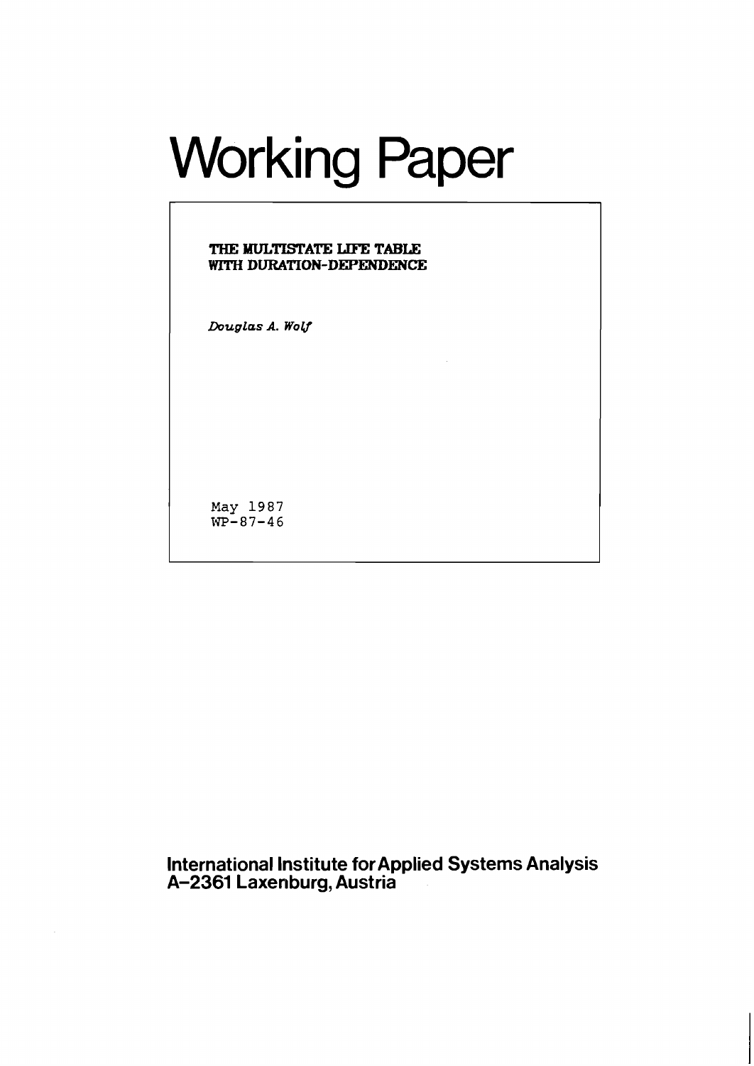# Working Paper

**THE MULTISTATE LIFE TABLE WITH DURATION-DEPENDENCE**

*Douglas A. Wolf*

May 1987
WP-87-46

**International Institute for Applied Systems Analysis**
**A-2361 Laxenburg, Austria**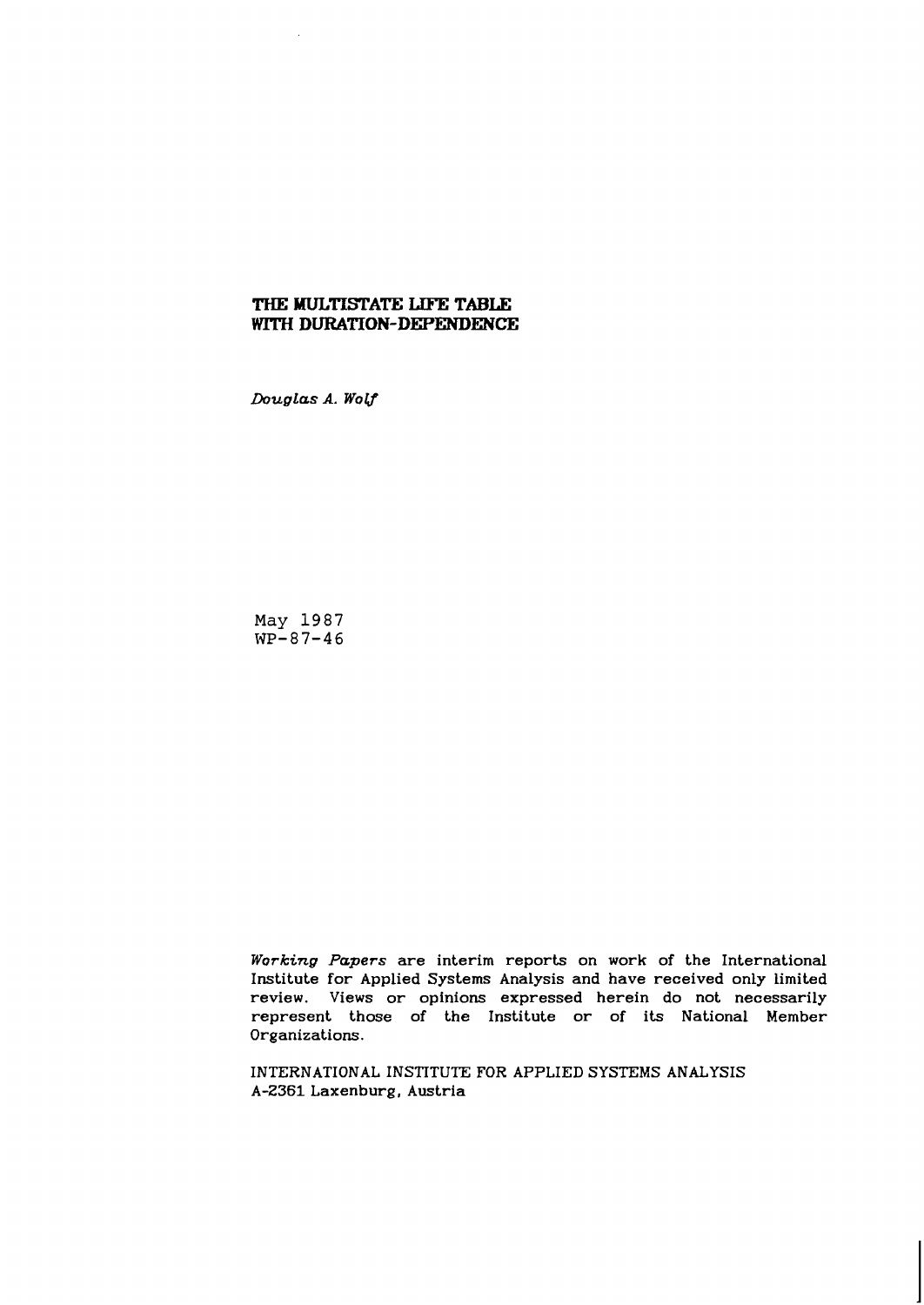# THE MULTISTATE LIFE TABLE WITH DURATION-DEPENDENCE

*Douglas A. Wolf*

May 1987
WP-87-46

*Working Papers* are interim reports on work of the International Institute for Applied Systems Analysis and have received only limited review. Views or opinions expressed herein do not necessarily represent those of the Institute or of its National Member Organizations.

INTERNATIONAL INSTITUTE FOR APPLIED SYSTEMS ANALYSIS
A-2361 Laxenburg, Austria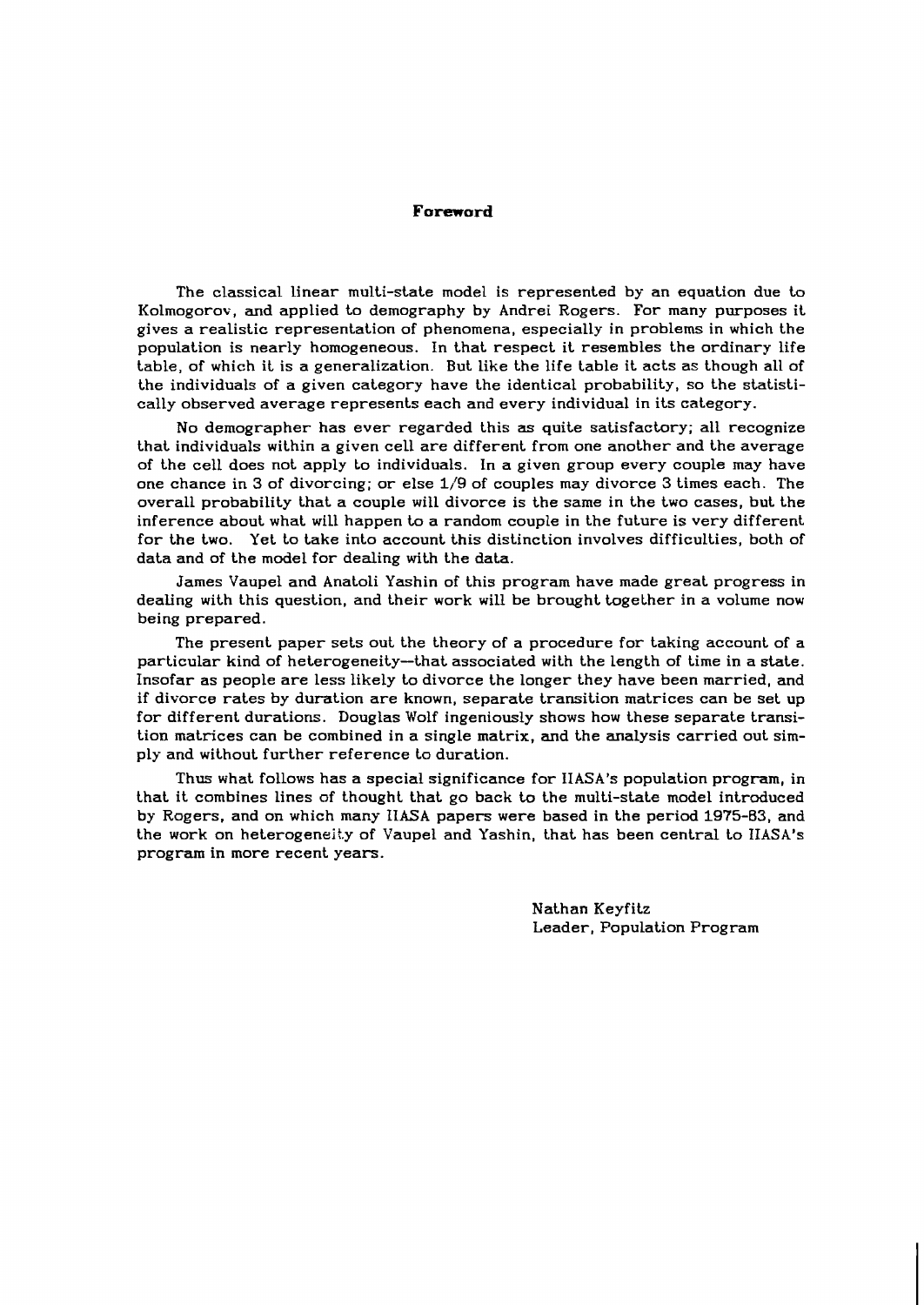## Foreword

The classical linear multi-state model is represented by an equation due to Kolmogorov, and applied to demography by Andrei Rogers. For many purposes it gives a realistic representation of phenomena, especially in problems in which the population is nearly homogeneous. In that respect it resembles the ordinary life table, of which it is a generalization. But like the life table it acts as though all of the individuals of a given category have the identical probability, so the statistically observed average represents each and every individual in its category.

No demographer has ever regarded this as quite satisfactory; all recognize that individuals within a given cell are different from one another and the average of the cell does not apply to individuals. In a given group every couple may have one chance in 3 of divorcing; or else 1/9 of couples may divorce 3 times each. The overall probability that a couple will divorce is the same in the two cases, but the inference about what will happen to a random couple in the future is very different for the two. Yet to take into account this distinction involves difficulties, both of data and of the model for dealing with the data.

James Vaupel and Anatoli Yashin of this program have made great progress in dealing with this question, and their work will be brought together in a volume now being prepared.

The present paper sets out the theory of a procedure for taking account of a particular kind of heterogeneity--that associated with the length of time in a state. Insofar as people are less likely to divorce the longer they have been married, and if divorce rates by duration are known, separate transition matrices can be set up for different durations. Douglas Wolf ingeniously shows how these separate transition matrices can be combined in a single matrix, and the analysis carried out simply and without further reference to duration.

Thus what follows has a special significance for IIASA's population program, in that it combines lines of thought that go back to the multi-state model introduced by Rogers, and on which many IIASA papers were based in the period 1975-83, and the work on heterogeneity of Vaupel and Yashin, that has been central to IIASA's program in more recent years.

Nathan Keyfitz
Leader, Population Program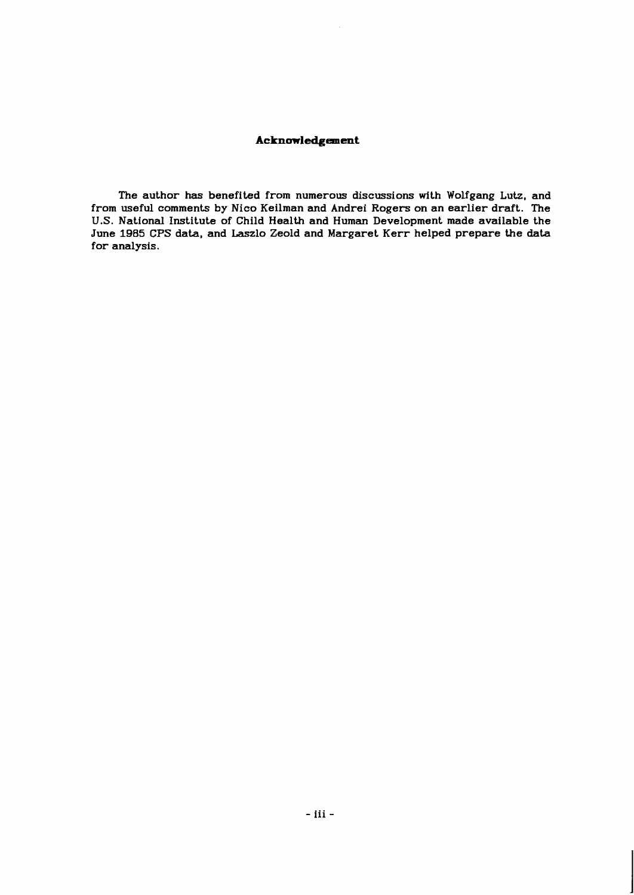## Acknowledgement

The author has benefited from numerous discussions with Wolfgang Lutz, and from useful comments by Nico Keilman and Andrei Rogers on an earlier draft. The U.S. National Institute of Child Health and Human Development made available the June 1985 CPS data, and Laszlo Zeold and Margaret Kerr helped prepare the data for analysis.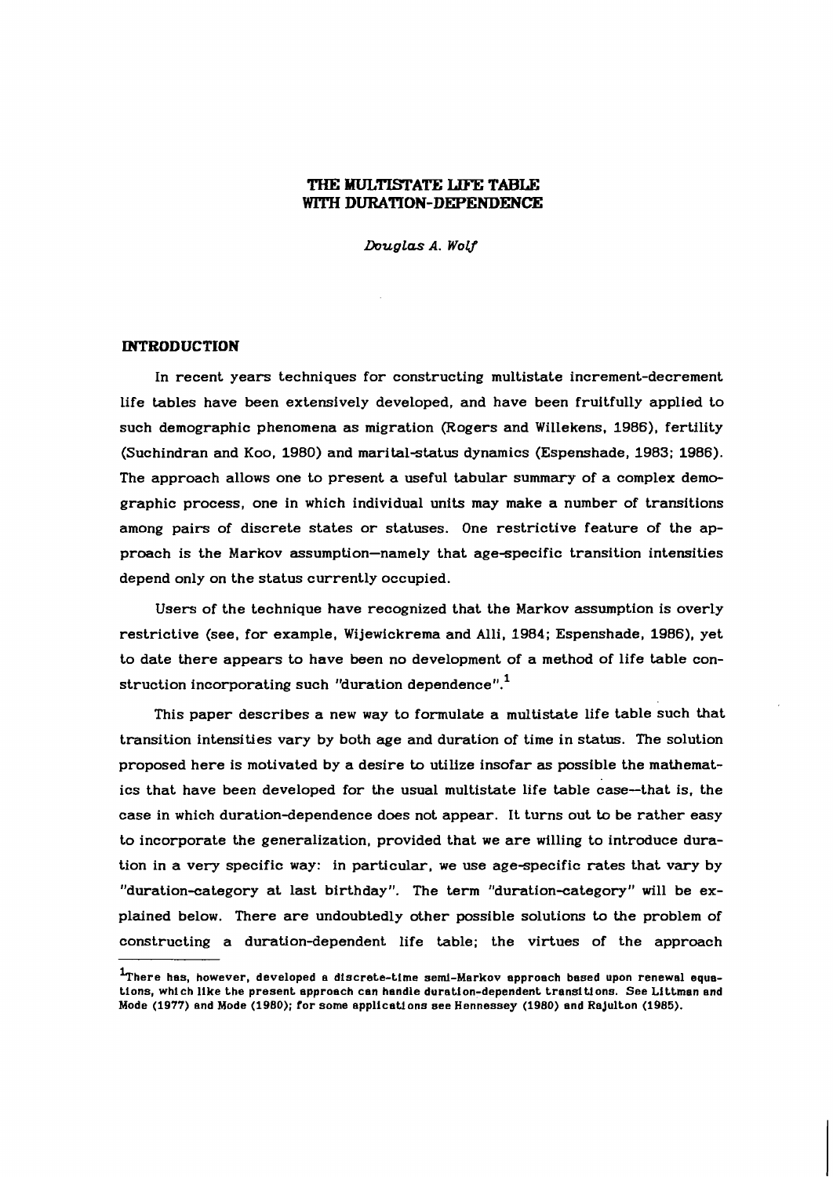# THE MULTISTATE LIFE TABLE WITH DURATION-DEPENDENCE

*Douglas A. Wolf*

## INTRODUCTION

In recent years techniques for constructing multistate increment-decrement life tables have been extensively developed, and have been fruitfully applied to such demographic phenomena as migration (Rogers and Willekens, 1986), fertility (Suchindran and Koo, 1980) and marital-status dynamics (Espenshade, 1983; 1986). The approach allows one to present a useful tabular summary of a complex demographic process, one in which individual units may make a number of transitions among pairs of discrete states or statuses. One restrictive feature of the approach is the Markov assumption—namely that age-specific transition intensities depend only on the status currently occupied.

Users of the technique have recognized that the Markov assumption is overly restrictive (see, for example, Wijewickrema and Alli, 1984; Espenshade, 1986), yet to date there appears to have been no development of a method of life table construction incorporating such "duration dependence".[1]

This paper describes a new way to formulate a multistate life table such that transition intensities vary by both age and duration of time in status. The solution proposed here is motivated by a desire to utilize insofar as possible the mathematics that have been developed for the usual multistate life table case—that is, the case in which duration-dependence does not appear. It turns out to be rather easy to incorporate the generalization, provided that we are willing to introduce duration in a very specific way: in particular, we use age-specific rates that vary by "duration-category at last birthday". The term "duration-category" will be explained below. There are undoubtedly other possible solutions to the problem of constructing a duration-dependent life table; the virtues of the approach

[1] There has, however, developed a discrete-time semi-Markov approach based upon renewal equations, which like the present approach can handle duration-dependent transitions. See Littman and Mode (1977) and Mode (1980); for some applications see Hennessey (1980) and Rajulton (1985).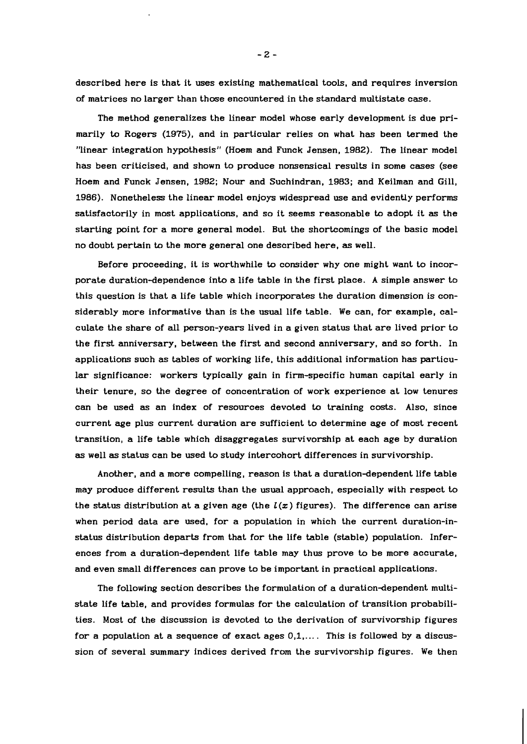described here is that it uses existing mathematical tools, and requires inversion of matrices no larger than those encountered in the standard multistate case.

The method generalizes the linear model whose early development is due primarily to Rogers (1975), and in particular relies on what has been termed the "linear integration hypothesis" (Hoem and Funck Jensen, 1982). The linear model has been criticised, and shown to produce nonsensical results in some cases (see Hoem and Funck Jensen, 1982; Nour and Suchindran, 1983; and Keilman and Gill, 1986). Nonetheless the linear model enjoys widespread use and evidently performs satisfactorily in most applications, and so it seems reasonable to adopt it as the starting point for a more general model. But the shortcomings of the basic model no doubt pertain to the more general one described here, as well.

Before proceeding, it is worthwhile to consider why one might want to incorporate duration-dependence into a life table in the first place. A simple answer to this question is that a life table which incorporates the duration dimension is considerably more informative than is the usual life table. We can, for example, calculate the share of all person-years lived in a given status that are lived prior to the first anniversary, between the first and second anniversary, and so forth. In applications such as tables of working life, this additional information has particular significance: workers typically gain in firm-specific human capital early in their tenure, so the degree of concentration of work experience at low tenures can be used as an index of resources devoted to training costs. Also, since current age plus current duration are sufficient to determine age of most recent transition, a life table which disaggregates survivorship at each age by duration as well as status can be used to study intercohort differences in survivorship.

Another, and a more compelling, reason is that a duration-dependent life table may produce different results than the usual approach, especially with respect to the status distribution at a given age (the $l(x)$ figures). The difference can arise when period data are used, for a population in which the current duration-in-status distribution departs from that for the life table (stable) population. Inferences from a duration-dependent life table may thus prove to be more accurate, and even small differences can prove to be important in practical applications.

The following section describes the formulation of a duration-dependent multistate life table, and provides formulas for the calculation of transition probabilities. Most of the discussion is devoted to the derivation of survivorship figures for a population at a sequence of exact ages $0,1,\ldots$. This is followed by a discussion of several summary indices derived from the survivorship figures. We then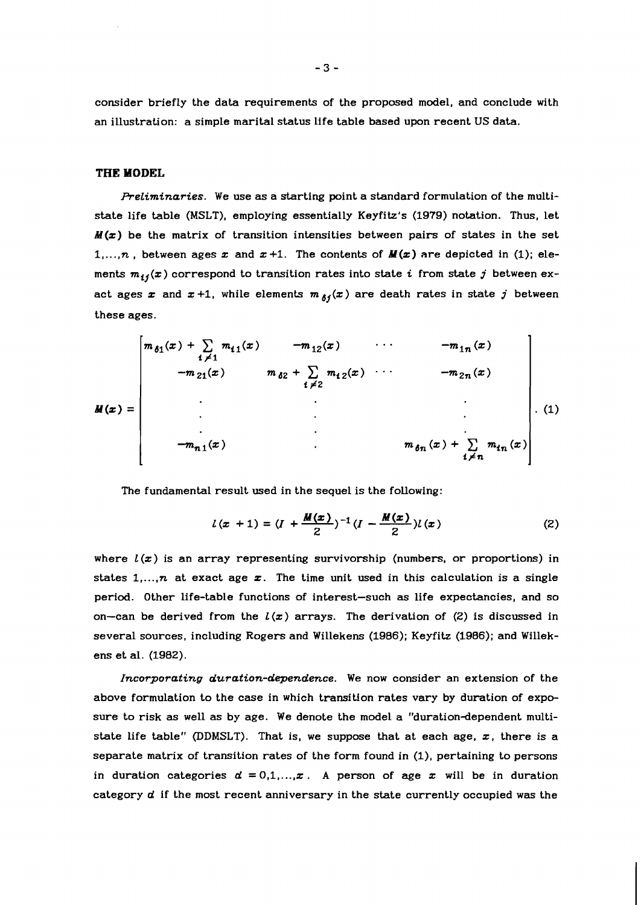consider briefly the data requirements of the proposed model, and conclude with an illustration: a simple marital status life table based upon recent US data.

## THE MODEL

*Preliminaries*. We use as a starting point a standard formulation of the multistate life table (MSLT), employing essentially Keyfitz's (1979) notation. Thus, let $M(x)$ be the matrix of transition intensities between pairs of states in the set $1,\ldots,n$, between ages $x$ and $x+1$. The contents of $M(x)$ are depicted in (1); elements $m_{ij}(x)$ correspond to transition rates into state $i$ from state $j$ between exact ages $x$ and $x+1$, while elements $m_{\delta j}(x)$ are death rates in state $j$ between these ages.

$$
M(x) = \begin{bmatrix} m_{\delta 1}(x) + \sum_{i \neq 1} m_{i1}(x) & -m_{12}(x) & \cdots & -m_{1n}(x) \\ -m_{21}(x) & m_{\delta 2} + \sum_{i \neq 2} m_{i2}(x) & \cdots & -m_{2n}(x) \\ \vdots & \vdots & & \vdots \\ -m_{n1}(x) & \cdot & & m_{\delta n}(x) + \sum_{i \neq n} m_{in}(x) \end{bmatrix} . \quad (1)
$$

The fundamental result used in the sequel is the following:

$$
l(x+1) = (I + \frac{M(x)}{2})^{-1}(I - \frac{M(x)}{2})l(x) \quad (2)
$$

where $l(x)$ is an array representing survivorship (numbers, or proportions) in states $1,\ldots,n$ at exact age $x$. The time unit used in this calculation is a single period. Other life-table functions of interest—such as life expectancies, and so on—can be derived from the $l(x)$ arrays. The derivation of (2) is discussed in several sources, including Rogers and Willekens (1986); Keyfitz (1986); and Willekens et al. (1982).

*Incorporating duration-dependence*. We now consider an extension of the above formulation to the case in which transition rates vary by duration of exposure to risk as well as by age. We denote the model a "duration-dependent multistate life table" (DDMSLT). That is, we suppose that at each age, $x$, there is a separate matrix of transition rates of the form found in (1), pertaining to persons in duration categories $d = 0,1,\ldots,x$. A person of age $x$ will be in duration category $d$ if the most recent anniversary in the state currently occupied was the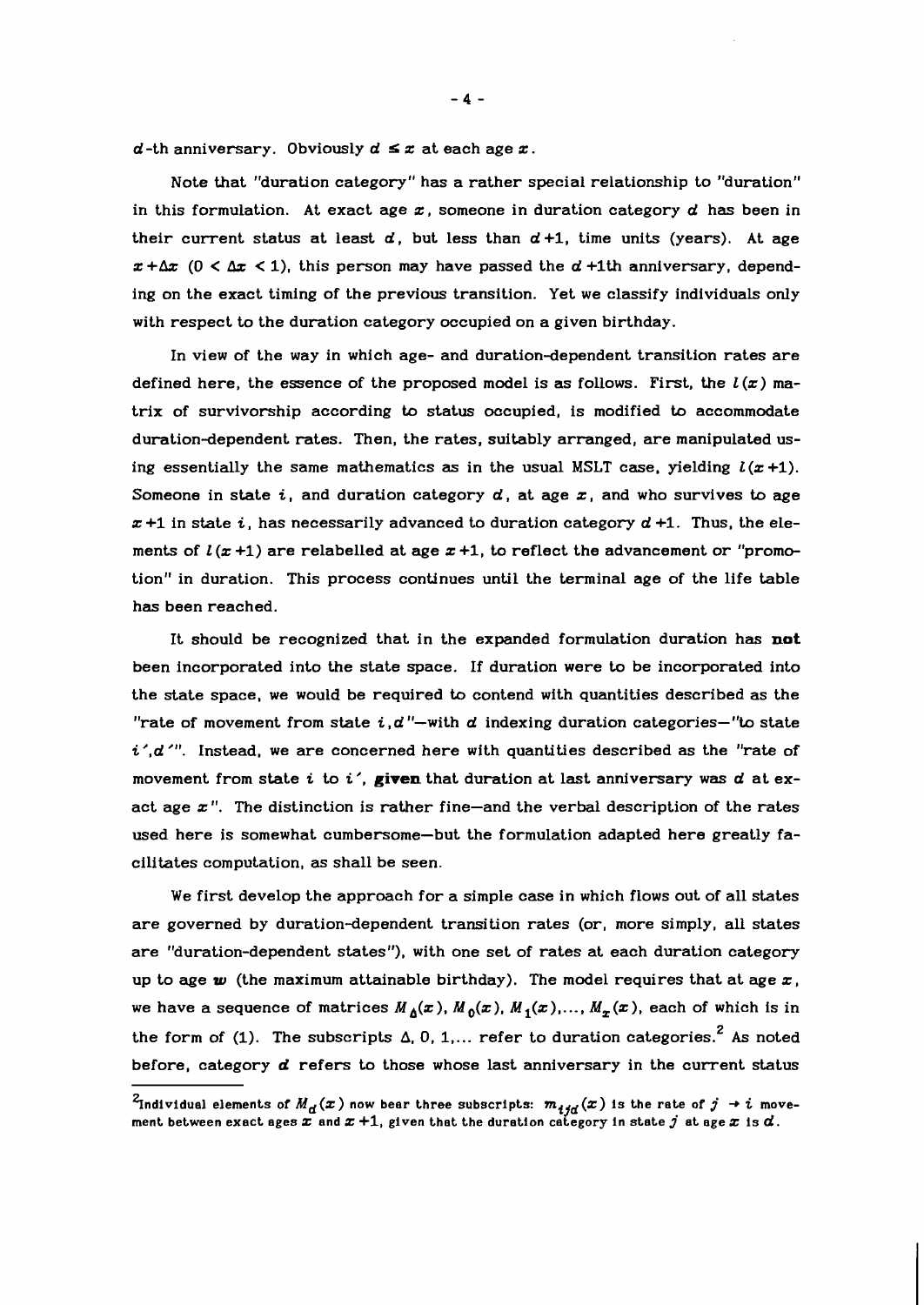$d$-th anniversary. Obviously $d \leq x$ at each age $x$.

Note that "duration category" has a rather special relationship to "duration" in this formulation. At exact age $x$, someone in duration category $d$ has been in their current status at least $d$, but less than $d+1$, time units (years). At age $x+\Delta x$ ($0 < \Delta x < 1$), this person may have passed the $d+1$th anniversary, depending on the exact timing of the previous transition. Yet we classify individuals only with respect to the duration category occupied on a given birthday.

In view of the way in which age- and duration-dependent transition rates are defined here, the essence of the proposed model is as follows. First, the $l(x)$ matrix of survivorship according to status occupied, is modified to accommodate duration-dependent rates. Then, the rates, suitably arranged, are manipulated using essentially the same mathematics as in the usual MSLT case, yielding $l(x+1)$. Someone in state $i$, and duration category $d$, at age $x$, and who survives to age $x+1$ in state $i$, has necessarily advanced to duration category $d+1$. Thus, the elements of $l(x+1)$ are relabelled at age $x+1$, to reflect the advancement or "promotion" in duration. This process continues until the terminal age of the life table has been reached.

It should be recognized that in the expanded formulation duration has **not** been incorporated into the state space. If duration were to be incorporated into the state space, we would be required to contend with quantities described as the "rate of movement from state $i,d$"—with $d$ indexing duration categories—"to state $i',d'$". Instead, we are concerned here with quantities described as the "rate of movement from state $i$ to $i'$, **given** that duration at last anniversary was $d$ at exact age $x$". The distinction is rather fine—and the verbal description of the rates used here is somewhat cumbersome—but the formulation adapted here greatly facilitates computation, as shall be seen.

We first develop the approach for a simple case in which flows out of all states are governed by duration-dependent transition rates (or, more simply, all states are "duration-dependent states"), with one set of rates at each duration category up to age $w$ (the maximum attainable birthday). The model requires that at age $x$, we have a sequence of matrices $M_\Delta(x)$, $M_0(x)$, $M_1(x)$,..., $M_x(x)$, each of which is in the form of (1). The subscripts $\Delta$, 0, 1,... refer to duration categories.[2] As noted before, category $d$ refers to those whose last anniversary in the current status

---

[2] Individual elements of $M_d(x)$ now bear three subscripts: $m_{ijd}(x)$ is the rate of $j \rightarrow i$ movement between exact ages $x$ and $x+1$, given that the duration category in state $j$ at age $x$ is $d$.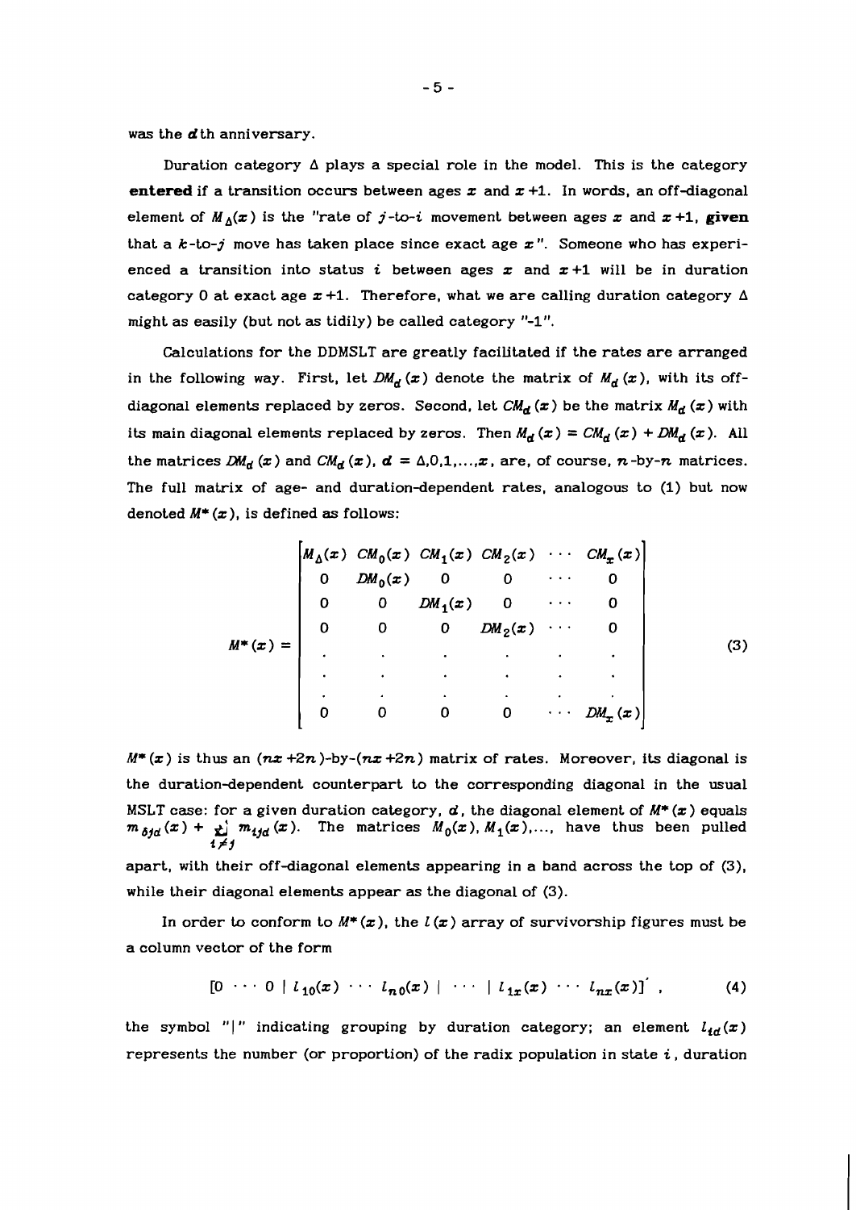was the **$d$**th anniversary.

Duration category $\Delta$ plays a special role in the model. This is the category **entered** if a transition occurs between ages $x$ and $x+1$. In words, an off-diagonal element of $M_\Delta(x)$ is the "rate of $j$-to-$i$ movement between ages $x$ and $x+1$, **given** that a $k$-to-$j$ move has taken place since exact age $x$". Someone who has experienced a transition into status $i$ between ages $x$ and $x+1$ will be in duration category 0 at exact age $x+1$. Therefore, what we are calling duration category $\Delta$ might as easily (but not as tidily) be called category "-1".

Calculations for the DDMSLT are greatly facilitated if the rates are arranged in the following way. First, let $DM_d(x)$ denote the matrix of $M_d(x)$, with its off-diagonal elements replaced by zeros. Second, let $CM_d(x)$ be the matrix $M_d(x)$ with its main diagonal elements replaced by zeros. Then $M_d(x) = CM_d(x) + DM_d(x)$. All the matrices $DM_d(x)$ and $CM_d(x)$, $d = \Delta, 0, 1, \ldots, x$, are, of course, $n$-by-$n$ matrices. The full matrix of age- and duration-dependent rates, analogous to (1) but now denoted $M^*(x)$, is defined as follows:

$$M^*(x) = \begin{bmatrix} M_\Delta(x) & CM_0(x) & CM_1(x) & CM_2(x) & \cdots & CM_x(x) \\ 0 & DM_0(x) & 0 & 0 & \cdots & 0 \\ 0 & 0 & DM_1(x) & 0 & \cdots & 0 \\ 0 & 0 & 0 & DM_2(x) & \cdots & 0 \\ \cdot & \cdot & \cdot & \cdot & \cdot & \cdot \\ \cdot & \cdot & \cdot & \cdot & \cdot & \cdot \\ \cdot & \cdot & \cdot & \cdot & \cdot & \cdot \\ 0 & 0 & 0 & 0 & \cdots & DM_x(x) \end{bmatrix} \tag{3}$$

$M^*(x)$ is thus an $(nx+2n)$-by-$(nx+2n)$ matrix of rates. Moreover, its diagonal is the duration-dependent counterpart to the corresponding diagonal in the usual MSLT case: for a given duration category, $d$, the diagonal element of $M^*(x)$ equals $m_{\delta jd}(x) + \sum_{i \neq j} m_{ijd}(x)$. The matrices $M_0(x), M_1(x), \ldots$, have thus been pulled apart, with their off-diagonal elements appearing in a band across the top of (3), while their diagonal elements appear as the diagonal of (3).

In order to conform to $M^*(x)$, the $l(x)$ array of survivorship figures must be a column vector of the form

$$[0 \ \cdots \ 0 \mid l_{10}(x) \ \cdots \ l_{n0}(x) \mid \ \cdots \ \mid l_{1x}(x) \ \cdots \ l_{nx}(x)]' \ , \tag{4}$$

the symbol "|" indicating grouping by duration category; an element $l_{id}(x)$ represents the number (or proportion) of the radix population in state $i$, duration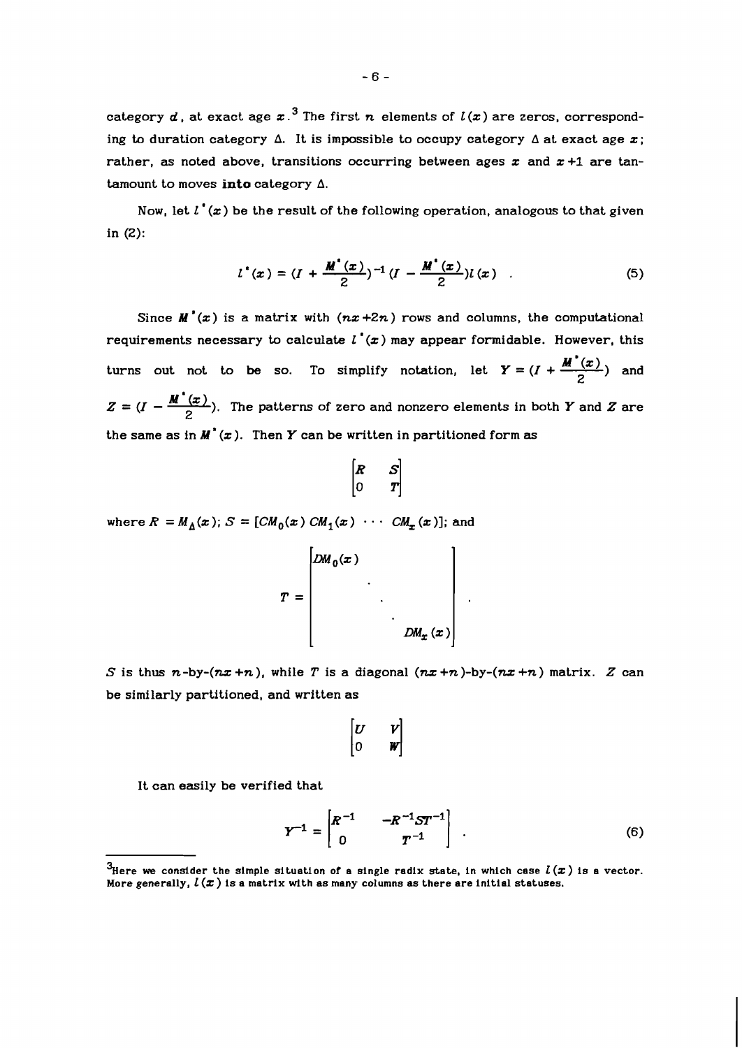category $d$, at exact age $x$.[3] The first $n$ elements of $l(x)$ are zeros, corresponding to duration category $\Delta$. It is impossible to occupy category $\Delta$ at exact age $x$; rather, as noted above, transitions occurring between ages $x$ and $x+1$ are tantamount to moves **into** category $\Delta$.

Now, let $l^*(x)$ be the result of the following operation, analogous to that given in (2):

$$l^*(x) = (I + \frac{M^*(x)}{2})^{-1}(I - \frac{M^*(x)}{2})l(x) \quad . \tag{5}$$

Since $M^*(x)$ is a matrix with $(nx+2n)$ rows and columns, the computational requirements necessary to calculate $l^*(x)$ may appear formidable. However, this turns out not to be so. To simplify notation, let $Y = (I + \frac{M^*(x)}{2})$ and $Z = (I - \frac{M^*(x)}{2})$. The patterns of zero and nonzero elements in both $Y$ and $Z$ are the same as in $M^*(x)$. Then $Y$ can be written in partitioned form as

$$\begin{bmatrix} R & S \\ 0 & T \end{bmatrix}$$

where $R = M_\Delta(x)$; $S = [CM_0(x) \; CM_1(x) \; \cdots \; CM_x(x)]$; and

$$T = \begin{bmatrix} DM_0(x) & & & \\ & \cdot & & \\ & & \cdot & \\ & & & DM_x(x) \end{bmatrix} .$$

$S$ is thus $n$-by-$(nx+n)$, while $T$ is a diagonal $(nx+n)$-by-$(nx+n)$ matrix. $Z$ can be similarly partitioned, and written as

$$\begin{bmatrix} U & V \\ 0 & W \end{bmatrix}$$

It can easily be verified that

$$Y^{-1} = \begin{bmatrix} R^{-1} & -R^{-1}ST^{-1} \\ 0 & T^{-1} \end{bmatrix} \quad . \tag{6}$$

[3] Here we consider the simple situation of a single radix state, in which case $l(x)$ is a vector. More generally, $l(x)$ is a matrix with as many columns as there are initial statuses.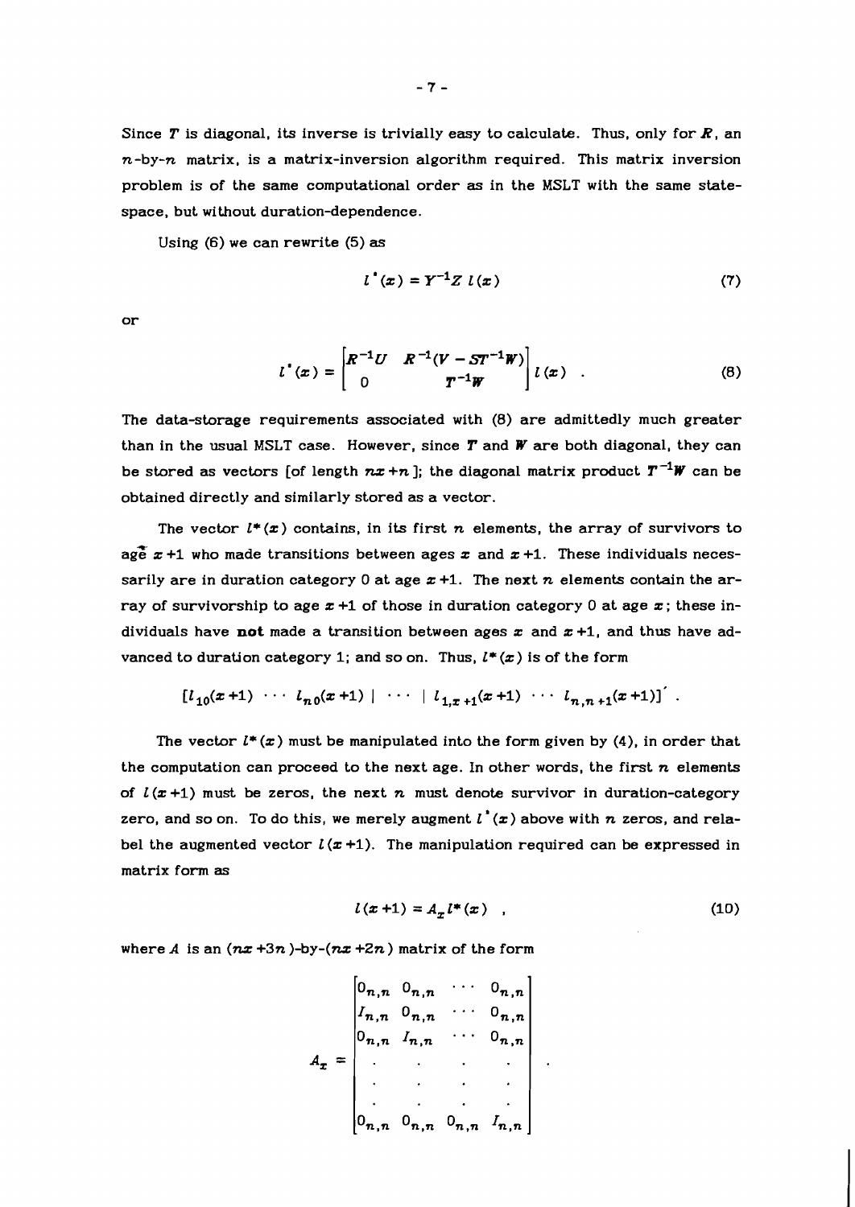Since $T$ is diagonal, its inverse is trivially easy to calculate. Thus, only for $R$, an $n$-by-$n$ matrix, is a matrix-inversion algorithm required. This matrix inversion problem is of the same computational order as in the MSLT with the same state-space, but without duration-dependence.

Using (6) we can rewrite (5) as

$$l^*(x) = Y^{-1} Z \, l(x) \tag{7}$$

or

$$l^*(x) = \begin{bmatrix} R^{-1}U & R^{-1}(V - ST^{-1}W) \\ 0 & T^{-1}W \end{bmatrix} l(x) \quad . \tag{8}$$

The data-storage requirements associated with (8) are admittedly much greater than in the usual MSLT case. However, since $T$ and $W$ are both diagonal, they can be stored as vectors [of length $nx + n$]; the diagonal matrix product $T^{-1}W$ can be obtained directly and similarly stored as a vector.

The vector $l^*(x)$ contains, in its first $n$ elements, the array of survivors to age $x+1$ who made transitions between ages $x$ and $x+1$. These individuals necessarily are in duration category 0 at age $x+1$. The next $n$ elements contain the array of survivorship to age $x+1$ of those in duration category 0 at age $x$; these individuals have **not** made a transition between ages $x$ and $x+1$, and thus have advanced to duration category 1; and so on. Thus, $l^*(x)$ is of the form

$$[l_{10}(x+1) \ \cdots \ l_{n0}(x+1) \ | \ \cdots \ | \ l_{1,x+1}(x+1) \ \cdots \ l_{n,n+1}(x+1)]' \ .$$

The vector $l^*(x)$ must be manipulated into the form given by (4), in order that the computation can proceed to the next age. In other words, the first $n$ elements of $l(x+1)$ must be zeros, the next $n$ must denote survivor in duration-category zero, and so on. To do this, we merely augment $l^*(x)$ above with $n$ zeros, and relabel the augmented vector $l(x+1)$. The manipulation required can be expressed in matrix form as

$$l(x+1) = A_x l^*(x) \quad , \tag{10}$$

where $A$ is an $(nx+3n)$-by-$(nx+2n)$ matrix of the form

$$A_x = \begin{bmatrix} 0_{n,n} & 0_{n,n} & \cdots & 0_{n,n} \\ I_{n,n} & 0_{n,n} & \cdots & 0_{n,n} \\ 0_{n,n} & I_{n,n} & \cdots & 0_{n,n} \\ \cdot & \cdot & \cdot & \cdot \\ \cdot & \cdot & \cdot & \cdot \\ \cdot & \cdot & \cdot & \cdot \\ 0_{n,n} & 0_{n,n} & 0_{n,n} & I_{n,n} \end{bmatrix} \quad .$$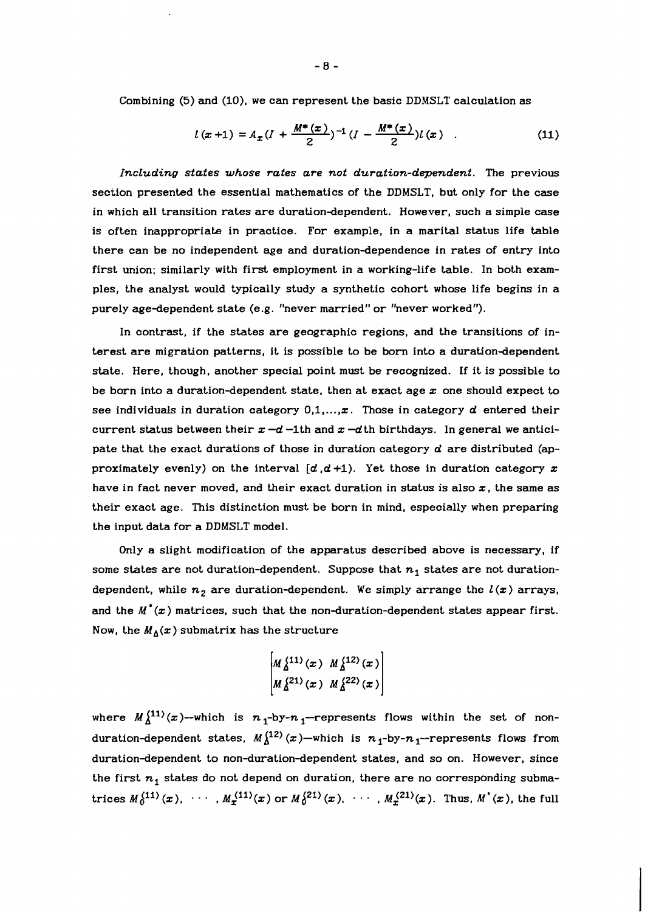Combining (5) and (10), we can represent the basic DDMSLT calculation as

$$l(x+1) = A_x (I + \frac{M^*(x)}{2})^{-1} (I - \frac{M^*(x)}{2}) l(x) \quad . \tag{11}$$

*Including states whose rates are not duration-dependent.* The previous section presented the essential mathematics of the DDMSLT, but only for the case in which all transition rates are duration-dependent. However, such a simple case is often inappropriate in practice. For example, in a marital status life table there can be no independent age and duration-dependence in rates of entry into first union; similarly with first employment in a working-life table. In both examples, the analyst would typically study a synthetic cohort whose life begins in a purely age-dependent state (e.g. "never married" or "never worked").

In contrast, if the states are geographic regions, and the transitions of interest are migration patterns, it is possible to be born into a duration-dependent state. Here, though, another special point must be recognized. If it is possible to be born into a duration-dependent state, then at exact age $x$ one should expect to see individuals in duration category $0,1,\ldots,x$. Those in category $d$ entered their current status between their $x-d-1$th and $x-d$th birthdays. In general we anticipate that the exact durations of those in duration category $d$ are distributed (approximately evenly) on the interval $[d, d+1)$. Yet those in duration category $x$ have in fact never moved, and their exact duration in status is also $x$, the same as their exact age. This distinction must be born in mind, especially when preparing the input data for a DDMSLT model.

Only a slight modification of the apparatus described above is necessary, if some states are not duration-dependent. Suppose that $n_1$ states are not duration-dependent, while $n_2$ are duration-dependent. We simply arrange the $l(x)$ arrays, and the $M^*(x)$ matrices, such that the non-duration-dependent states appear first. Now, the $M_\Delta(x)$ submatrix has the structure

$$\begin{bmatrix} M_\Delta^{(11)}(x) & M_\Delta^{(12)}(x) \\ M_\Delta^{(21)}(x) & M_\Delta^{(22)}(x) \end{bmatrix}$$

where $M_\Delta^{(11)}(x)$—which is $n_1$-by-$n_1$—represents flows within the set of non-duration-dependent states, $M_\Delta^{(12)}(x)$—which is $n_1$-by-$n_1$—represents flows from duration-dependent to non-duration-dependent states, and so on. However, since the first $n_1$ states do not depend on duration, there are no corresponding submatrices $M_0^{(11)}(x), \cdots, M_x^{(11)}(x)$ or $M_0^{(21)}(x), \cdots, M_x^{(21)}(x)$. Thus, $M^*(x)$, the full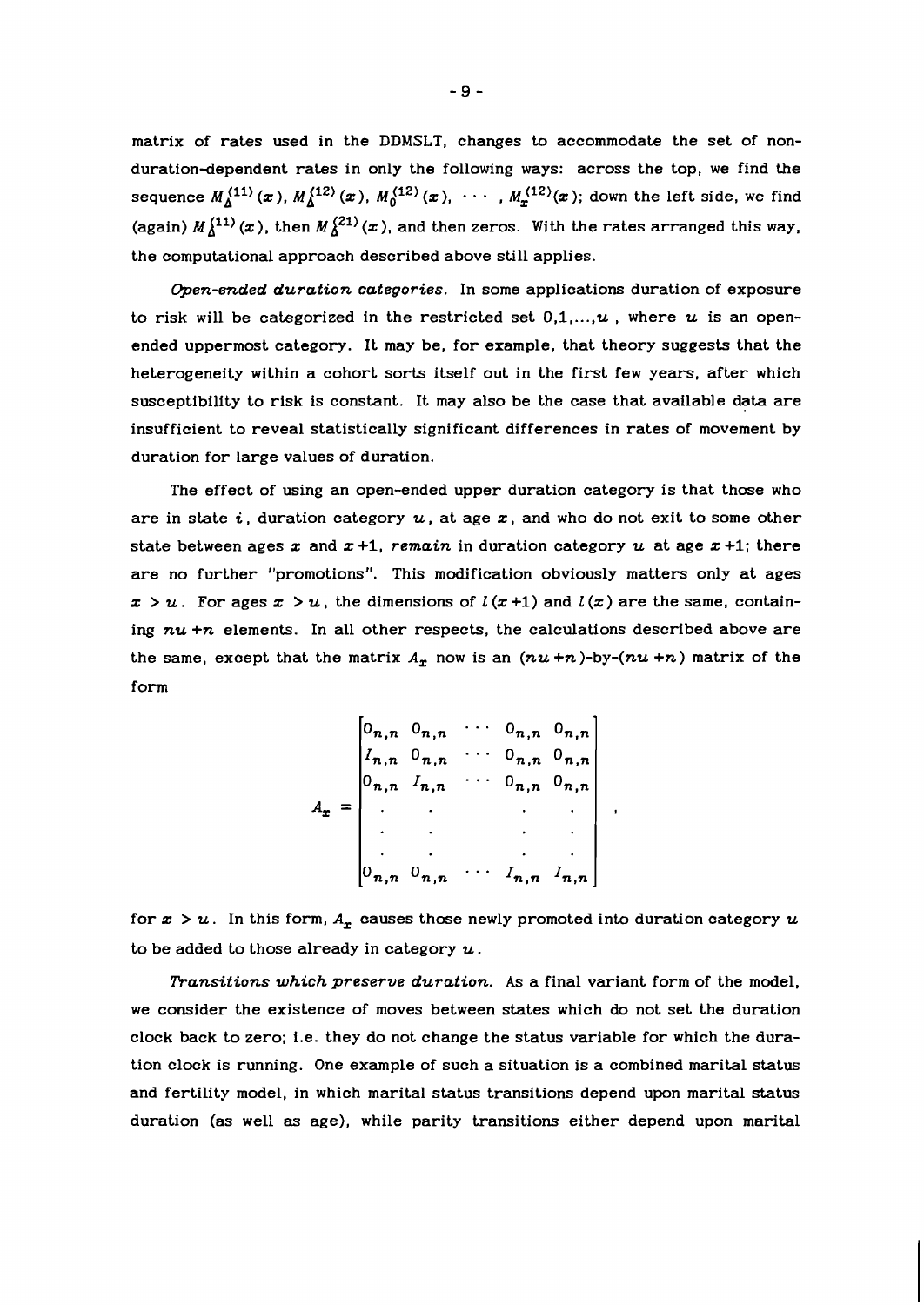matrix of rates used in the DDMSLT, changes to accommodate the set of non-duration-dependent rates in only the following ways: across the top, we find the sequence $M_\Delta^{(11)}(x)$, $M_\Delta^{(12)}(x)$, $M_0^{(12)}(x)$, $\cdots$ , $M_x^{(12)}(x)$; down the left side, we find (again) $M_\Delta^{(11)}(x)$, then $M_\Delta^{(21)}(x)$, and then zeros. With the rates arranged this way, the computational approach described above still applies.

*Open-ended duration categories.* In some applications duration of exposure to risk will be categorized in the restricted set $0,1,\ldots,u$ , where $u$ is an open-ended uppermost category. It may be, for example, that theory suggests that the heterogeneity within a cohort sorts itself out in the first few years, after which susceptibility to risk is constant. It may also be the case that available data are insufficient to reveal statistically significant differences in rates of movement by duration for large values of duration.

The effect of using an open-ended upper duration category is that those who are in state $i$, duration category $u$, at age $x$, and who do not exit to some other state between ages $x$ and $x+1$, *remain* in duration category $u$ at age $x+1$; there are no further "promotions". This modification obviously matters only at ages $x > u$. For ages $x > u$, the dimensions of $l(x+1)$ and $l(x)$ are the same, containing $nu+n$ elements. In all other respects, the calculations described above are the same, except that the matrix $A_x$ now is an $(nu+n)$-by-$(nu+n)$ matrix of the form

$$A_x = \begin{bmatrix} 0_{n,n} & 0_{n,n} & \cdots & 0_{n,n} & 0_{n,n} \\ I_{n,n} & 0_{n,n} & \cdots & 0_{n,n} & 0_{n,n} \\ 0_{n,n} & I_{n,n} & \cdots & 0_{n,n} & 0_{n,n} \\ \cdot & \cdot & & \cdot & \cdot \\ \cdot & \cdot & & \cdot & \cdot \\ \cdot & \cdot & & \cdot & \cdot \\ 0_{n,n} & 0_{n,n} & \cdots & I_{n,n} & I_{n,n} \end{bmatrix},$$

for $x > u$. In this form, $A_x$ causes those newly promoted into duration category $u$ to be added to those already in category $u$.

*Transitions which preserve duration.* As a final variant form of the model, we consider the existence of moves between states which do not set the duration clock back to zero; i.e. they do not change the status variable for which the duration clock is running. One example of such a situation is a combined marital status and fertility model, in which marital status transitions depend upon marital status duration (as well as age), while parity transitions either depend upon marital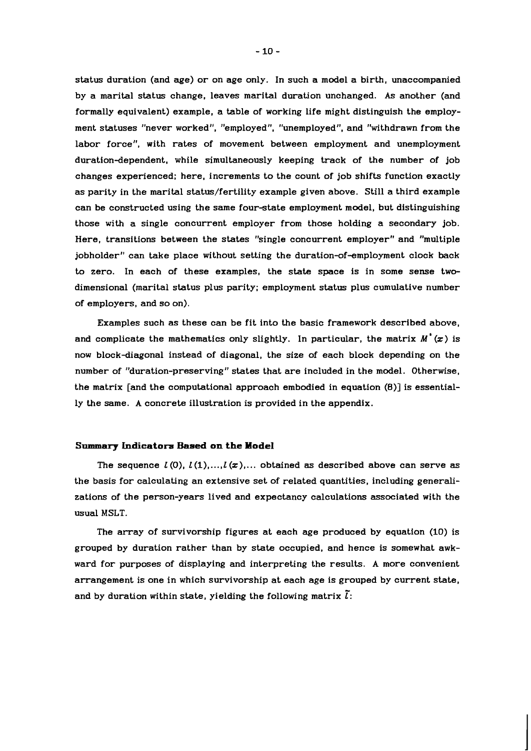status duration (and age) or on age only. In such a model a birth, unaccompanied by a marital status change, leaves marital duration unchanged. As another (and formally equivalent) example, a table of working life might distinguish the employment statuses "never worked", "employed", "unemployed", and "withdrawn from the labor force", with rates of movement between employment and unemployment duration-dependent, while simultaneously keeping track of the number of job changes experienced; here, increments to the count of job shifts function exactly as parity in the marital status/fertility example given above. Still a third example can be constructed using the same four-state employment model, but distinguishing those with a single concurrent employer from those holding a secondary job. Here, transitions between the states "single concurrent employer" and "multiple jobholder" can take place without setting the duration-of-employment clock back to zero. In each of these examples, the state space is in some sense two-dimensional (marital status plus parity; employment status plus cumulative number of employers, and so on).

Examples such as these can be fit into the basic framework described above, and complicate the mathematics only slightly. In particular, the matrix $M^*(x)$ is now block-diagonal instead of diagonal, the size of each block depending on the number of "duration-preserving" states that are included in the model. Otherwise, the matrix [and the computational approach embodied in equation (8)] is essentially the same. A concrete illustration is provided in the appendix.

### Summary Indicators Based on the Model

The sequence $l(0)$, $l(1),...,l(x),...$ obtained as described above can serve as the basis for calculating an extensive set of related quantities, including generalizations of the person-years lived and expectancy calculations associated with the usual MSLT.

The array of survivorship figures at each age produced by equation (10) is grouped by duration rather than by state occupied, and hence is somewhat awkward for purposes of displaying and interpreting the results. A more convenient arrangement is one in which survivorship at each age is grouped by current state, and by duration within state, yielding the following matrix $\tilde{l}$: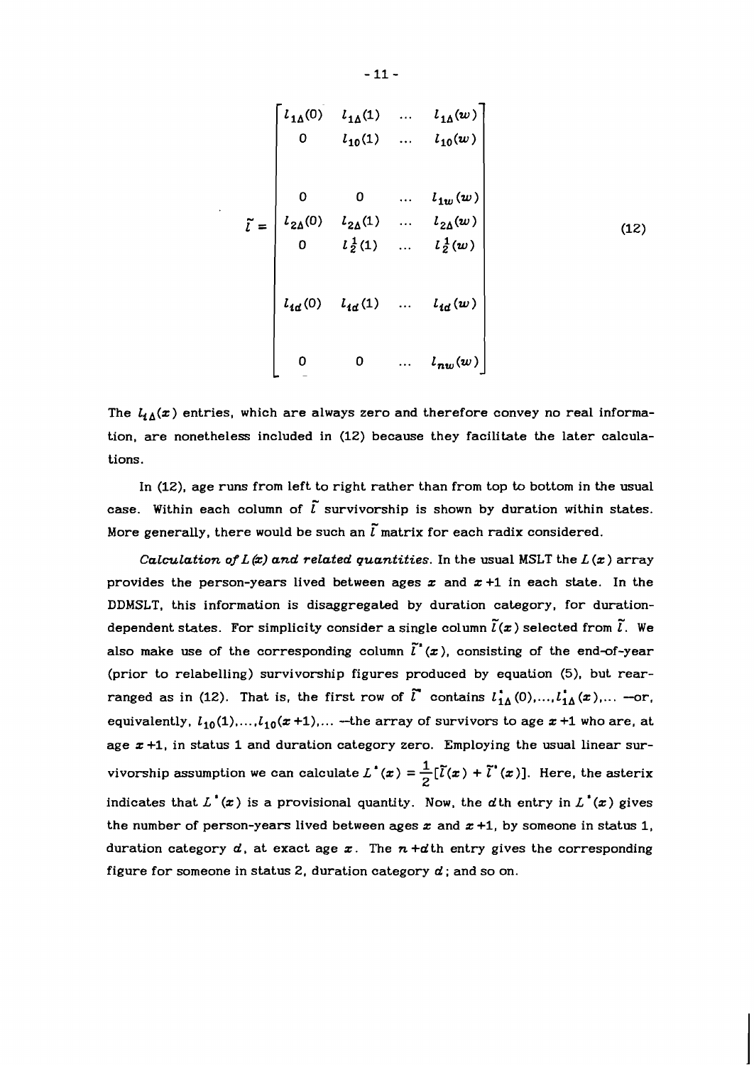$$
\tilde{l} = \begin{bmatrix}
l_{1\Delta}(0) & l_{1\Delta}(1) & \dots & l_{1\Delta}(w) \\
0 & l_{10}(1) & \dots & l_{10}(w) \\
 & & & \\
0 & 0 & \dots & l_{1w}(w) \\
l_{2\Delta}(0) & l_{2\Delta}(1) & \dots & l_{2\Delta}(w) \\
0 & l_2^{\frac{1}{2}}(1) & \dots & l_2^{\frac{1}{2}}(w) \\
 & & & \\
l_{id}(0) & l_{id}(1) & \dots & l_{id}(w) \\
 & & & \\
0 & 0 & \dots & l_{nw}(w)
\end{bmatrix} \tag{12}
$$

The $l_{i\Delta}(x)$ entries, which are always zero and therefore convey no real information, are nonetheless included in (12) because they facilitate the later calculations.

In (12), age runs from left to right rather than from top to bottom in the usual case. Within each column of $\tilde{l}$ survivorship is shown by duration within states. More generally, there would be such an $\tilde{l}$ matrix for each radix considered.

*Calculation of $L(x)$ and related quantities.* In the usual MSLT the $L(x)$ array provides the person-years lived between ages $x$ and $x+1$ in each state. In the DDMSLT, this information is disaggregated by duration category, for duration-dependent states. For simplicity consider a single column $\tilde{l}(x)$ selected from $\tilde{l}$. We also make use of the corresponding column $\tilde{l}^*(x)$, consisting of the end-of-year (prior to relabelling) survivorship figures produced by equation (5), but rearranged as in (12). That is, the first row of $\tilde{l}^*$ contains $l_{1\Delta}^*(0),\dots,l_{1\Delta}^*(x),\dots$ —or, equivalently, $l_{10}(1),\dots,l_{10}(x+1),\dots$ —the array of survivors to age $x+1$ who are, at age $x+1$, in status 1 and duration category zero. Employing the usual linear survivorship assumption we can calculate $L^*(x) = \frac{1}{2}[\tilde{l}(x) + \tilde{l}^*(x)]$. Here, the asterix indicates that $L^*(x)$ is a provisional quantity. Now, the $d$th entry in $L^*(x)$ gives the number of person-years lived between ages $x$ and $x+1$, by someone in status 1, duration category $d$, at exact age $x$. The $n+d$th entry gives the corresponding figure for someone in status 2, duration category $d$; and so on.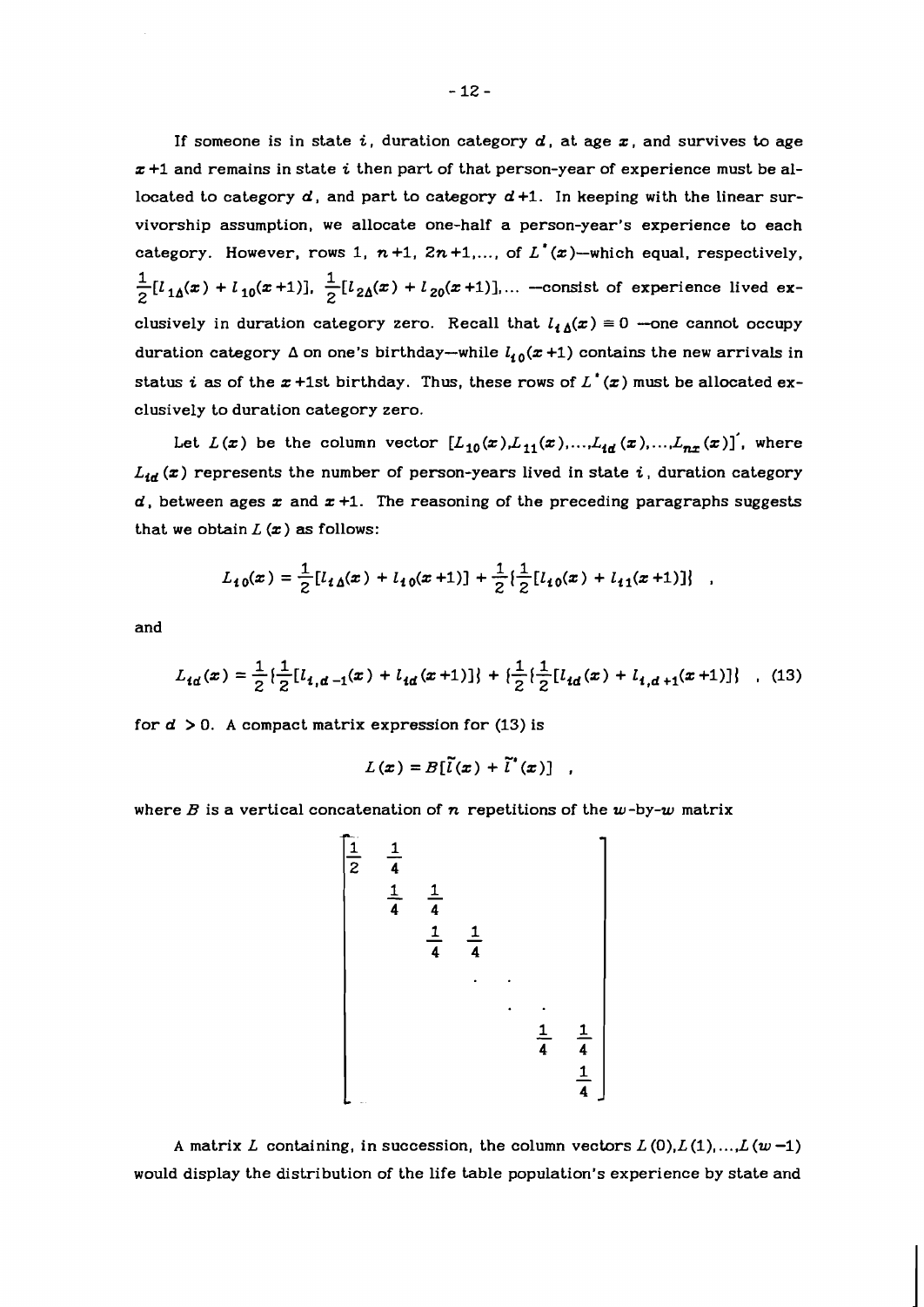If someone is in state $i$, duration category $d$, at age $x$, and survives to age $x+1$ and remains in state $i$ then part of that person-year of experience must be allocated to category $d$, and part to category $d+1$. In keeping with the linear survivorship assumption, we allocate one-half a person-year's experience to each category. However, rows 1, $n+1$, $2n+1,\ldots,$ of $L^*(x)$—which equal, respectively, $\frac{1}{2}[l_{1\Delta}(x) + l_{10}(x+1)]$, $\frac{1}{2}[l_{2\Delta}(x) + l_{20}(x+1)],\ldots$ —consist of experience lived exclusively in duration category zero. Recall that $l_{i\Delta}(x) \equiv 0$ —one cannot occupy duration category $\Delta$ on one's birthday—while $l_{i0}(x+1)$ contains the new arrivals in status $i$ as of the $x+1$st birthday. Thus, these rows of $L^*(x)$ must be allocated exclusively to duration category zero.

Let $L(x)$ be the column vector $[L_{10}(x), L_{11}(x), \ldots, L_{id}(x), \ldots, L_{nx}(x)]'$, where $L_{id}(x)$ represents the number of person-years lived in state $i$, duration category $d$, between ages $x$ and $x+1$. The reasoning of the preceding paragraphs suggests that we obtain $L(x)$ as follows:

$$L_{i0}(x) = \frac{1}{2}[l_{i\Delta}(x) + l_{i0}(x+1)] + \frac{1}{2}\{\frac{1}{2}[l_{i0}(x) + l_{i1}(x+1)]\} \quad ,$$

and

$$L_{id}(x) = \frac{1}{2}\{\frac{1}{2}[l_{i,d-1}(x) + l_{id}(x+1)]\} + \{\frac{1}{2}\{\frac{1}{2}[l_{id}(x) + l_{i,d+1}(x+1)]\} \quad , \tag{13}$$

for $d > 0$. A compact matrix expression for (13) is

$$L(x) = B[\tilde{l}(x) + \tilde{l}^*(x)] \quad ,$$

where $B$ is a vertical concatenation of $n$ repetitions of the $w$-by-$w$ matrix

$$\begin{bmatrix} \frac{1}{2} & \frac{1}{4} & & & & \\ & \frac{1}{4} & \frac{1}{4} & & & \\ & & \frac{1}{4} & \frac{1}{4} & & \\ & & & \ddots & \ddots & \\ & & & & \frac{1}{4} & \frac{1}{4} \\ & & & & & \frac{1}{4} \end{bmatrix}$$

A matrix $L$ containing, in succession, the column vectors $L(0), L(1), \ldots, L(w-1)$ would display the distribution of the life table population's experience by state and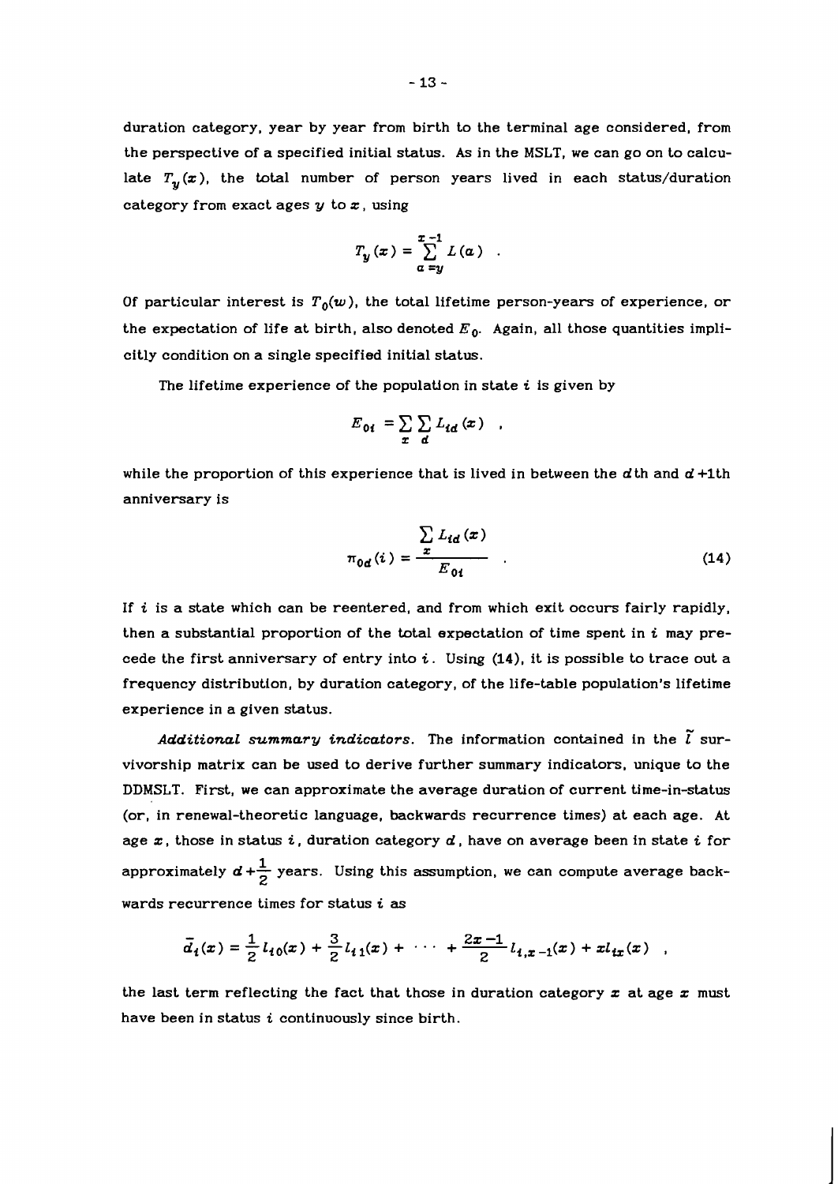duration category, year by year from birth to the terminal age considered, from the perspective of a specified initial status. As in the MSLT, we can go on to calculate $T_y(x)$, the total number of person years lived in each status/duration category from exact ages $y$ to $x$, using

$$T_y(x) = \sum_{a=y}^{x-1} L(a) \quad .$$

Of particular interest is $T_0(w)$, the total lifetime person-years of experience, or the expectation of life at birth, also denoted $E_0$. Again, all those quantities implicitly condition on a single specified initial status.

The lifetime experience of the population in state $i$ is given by

$$E_{0i} = \sum_x \sum_d L_{id}(x) \quad ,$$

while the proportion of this experience that is lived in between the $d$th and $d+1$th anniversary is

$$\pi_{0d}(i) = \frac{\sum_x L_{id}(x)}{E_{0i}} \quad . \tag{14}$$

If $i$ is a state which can be reentered, and from which exit occurs fairly rapidly, then a substantial proportion of the total expectation of time spent in $i$ may precede the first anniversary of entry into $i$. Using (14), it is possible to trace out a frequency distribution, by duration category, of the life-table population's lifetime experience in a given status.

*Additional summary indicators.* The information contained in the $\tilde{l}$ survivorship matrix can be used to derive further summary indicators, unique to the DDMSLT. First, we can approximate the average duration of current time-in-status (or, in renewal-theoretic language, backwards recurrence times) at each age. At age $x$, those in status $i$, duration category $d$, have on average been in state $i$ for approximately $d+\frac{1}{2}$ years. Using this assumption, we can compute average backwards recurrence times for status $i$ as

$$\bar{d}_i(x) = \frac{1}{2}l_{i0}(x) + \frac{3}{2}l_{i1}(x) + \cdots + \frac{2x-1}{2}l_{i,x-1}(x) + xl_{ix}(x) \quad ,$$

the last term reflecting the fact that those in duration category $x$ at age $x$ must have been in status $i$ continuously since birth.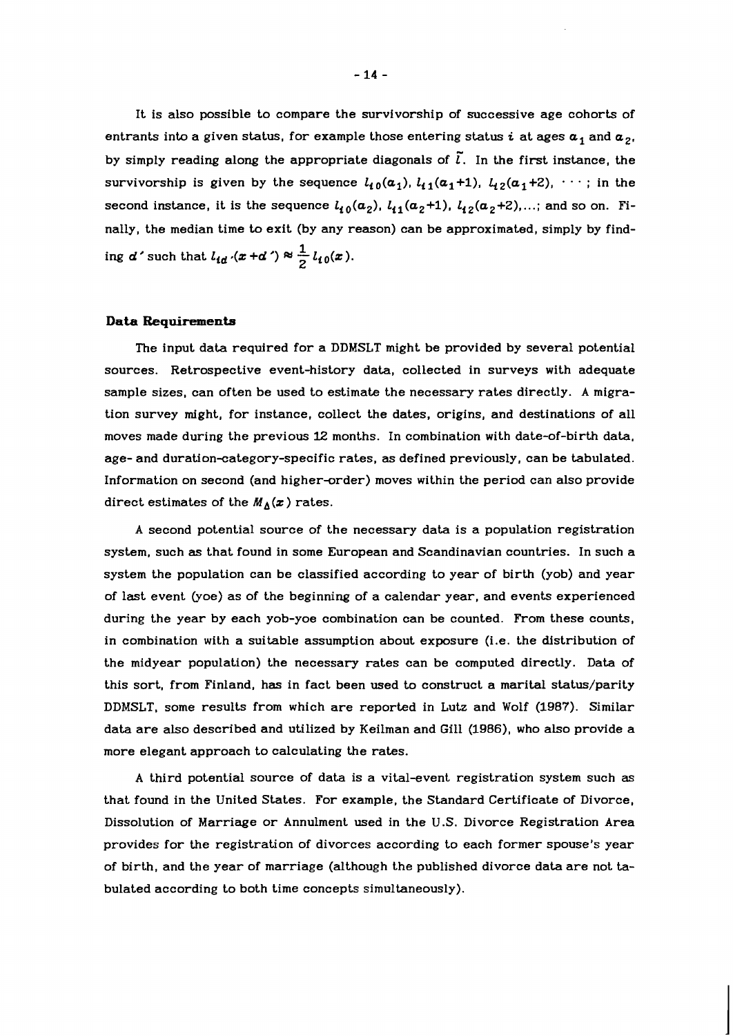It is also possible to compare the survivorship of successive age cohorts of entrants into a given status, for example those entering status $i$ at ages $a_1$ and $a_2$, by simply reading along the appropriate diagonals of $\tilde{l}$. In the first instance, the survivorship is given by the sequence $l_{i0}(a_1)$, $l_{i1}(a_1+1)$, $l_{i2}(a_1+2)$, $\cdots$ ; in the second instance, it is the sequence $l_{i0}(a_2)$, $l_{i1}(a_2+1)$, $l_{i2}(a_2+2)$,...; and so on. Finally, the median time to exit (by any reason) can be approximated, simply by finding $d'$ such that $l_{id'}(x+d') \approx \frac{1}{2} l_{i0}(x)$.

### Data Requirements

The input data required for a DDMSLT might be provided by several potential sources. Retrospective event-history data, collected in surveys with adequate sample sizes, can often be used to estimate the necessary rates directly. A migration survey might, for instance, collect the dates, origins, and destinations of all moves made during the previous 12 months. In combination with date-of-birth data, age- and duration-category-specific rates, as defined previously, can be tabulated. Information on second (and higher-order) moves within the period can also provide direct estimates of the $M_\Delta(x)$ rates.

A second potential source of the necessary data is a population registration system, such as that found in some European and Scandinavian countries. In such a system the population can be classified according to year of birth (yob) and year of last event (yoe) as of the beginning of a calendar year, and events experienced during the year by each yob-yoe combination can be counted. From these counts, in combination with a suitable assumption about exposure (i.e. the distribution of the midyear population) the necessary rates can be computed directly. Data of this sort, from Finland, has in fact been used to construct a marital status/parity DDMSLT, some results from which are reported in Lutz and Wolf (1987). Similar data are also described and utilized by Keilman and Gill (1986), who also provide a more elegant approach to calculating the rates.

A third potential source of data is a vital-event registration system such as that found in the United States. For example, the Standard Certificate of Divorce, Dissolution of Marriage or Annulment used in the U.S. Divorce Registration Area provides for the registration of divorces according to each former spouse's year of birth, and the year of marriage (although the published divorce data are not tabulated according to both time concepts simultaneously).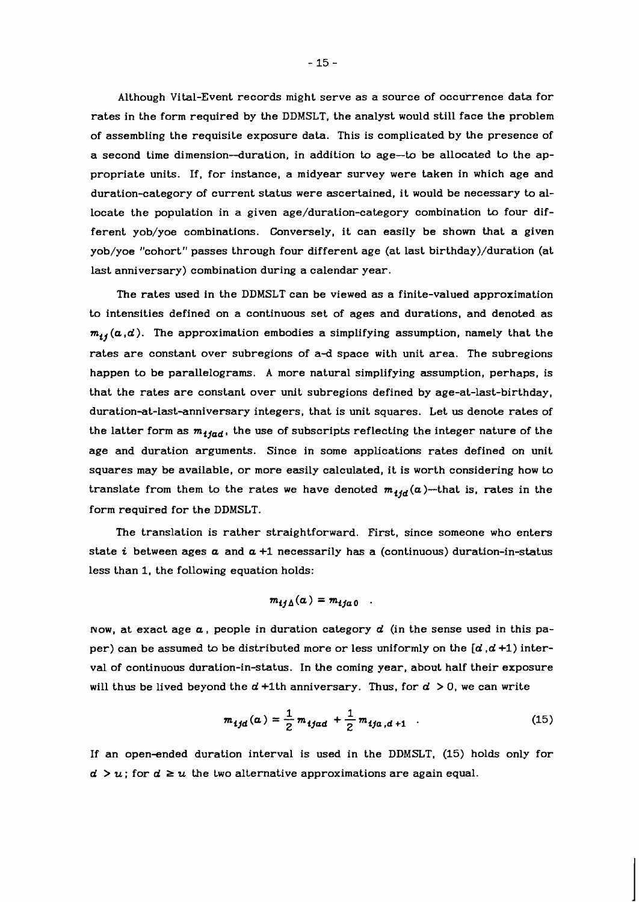Although Vital-Event records might serve as a source of occurrence data for rates in the form required by the DDMSLT, the analyst would still face the problem of assembling the requisite exposure data. This is complicated by the presence of a second time dimension—duration, in addition to age—to be allocated to the appropriate units. If, for instance, a midyear survey were taken in which age and duration-category of current status were ascertained, it would be necessary to allocate the population in a given age/duration-category combination to four different yob/yoe combinations. Conversely, it can easily be shown that a given yob/yoe "cohort" passes through four different age (at last birthday)/duration (at last anniversary) combination during a calendar year.

The rates used in the DDMSLT can be viewed as a finite-valued approximation to intensities defined on a continuous set of ages and durations, and denoted as $m_{ij}(a,d)$. The approximation embodies a simplifying assumption, namely that the rates are constant over subregions of a-d space with unit area. The subregions happen to be parallelograms. A more natural simplifying assumption, perhaps, is that the rates are constant over unit subregions defined by age-at-last-birthday, duration-at-last-anniversary integers, that is unit squares. Let us denote rates of the latter form as $m_{ijad}$, the use of subscripts reflecting the integer nature of the age and duration arguments. Since in some applications rates defined on unit squares may be available, or more easily calculated, it is worth considering how to translate from them to the rates we have denoted $m_{ijd}(a)$—that is, rates in the form required for the DDMSLT.

The translation is rather straightforward. First, since someone who enters state $i$ between ages $a$ and $a+1$ necessarily has a (continuous) duration-in-status less than 1, the following equation holds:

$$m_{ij\Delta}(a) = m_{ija0} \quad .$$

Now, at exact age $a$, people in duration category $d$ (in the sense used in this paper) can be assumed to be distributed more or less uniformly on the $[d,d+1)$ interval of continuous duration-in-status. In the coming year, about half their exposure will thus be lived beyond the $d+1$th anniversary. Thus, for $d > 0$, we can write

$$m_{ijd}(a) = \frac{1}{2}\,m_{ijad} + \frac{1}{2}\,m_{ija,d+1} \quad . \tag{15}$$

If an open-ended duration interval is used in the DDMSLT, (15) holds only for $d > u$; for $d \geq u$ the two alternative approximations are again equal.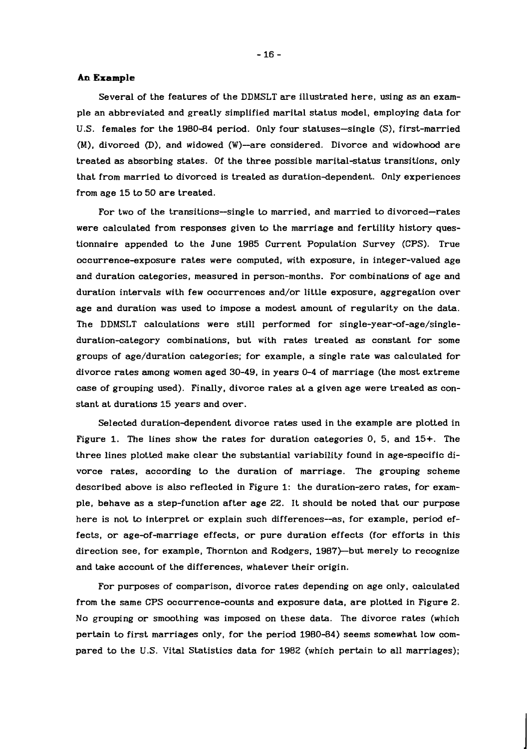## An Example

Several of the features of the DDMSLT are illustrated here, using as an example an abbreviated and greatly simplified marital status model, employing data for U.S. females for the 1980-84 period. Only four statuses—single (S), first-married (M), divorced (D), and widowed (W)—are considered. Divorce and widowhood are treated as absorbing states. Of the three possible marital-status transitions, only that from married to divorced is treated as duration-dependent. Only experiences from age 15 to 50 are treated.

For two of the transitions—single to married, and married to divorced—rates were calculated from responses given to the marriage and fertility history questionnaire appended to the June 1985 Current Population Survey (CPS). True occurrence-exposure rates were computed, with exposure, in integer-valued age and duration categories, measured in person-months. For combinations of age and duration intervals with few occurrences and/or little exposure, aggregation over age and duration was used to impose a modest amount of regularity on the data. The DDMSLT calculations were still performed for single-year-of-age/single-duration-category combinations, but with rates treated as constant for some groups of age/duration categories; for example, a single rate was calculated for divorce rates among women aged 30-49, in years 0-4 of marriage (the most extreme case of grouping used). Finally, divorce rates at a given age were treated as constant at durations 15 years and over.

Selected duration-dependent divorce rates used in the example are plotted in Figure 1. The lines show the rates for duration categories 0, 5, and 15+. The three lines plotted make clear the substantial variability found in age-specific divorce rates, according to the duration of marriage. The grouping scheme described above is also reflected in Figure 1: the duration-zero rates, for example, behave as a step-function after age 22. It should be noted that our purpose here is not to interpret or explain such differences--as, for example, period effects, or age-of-marriage effects, or pure duration effects (for efforts in this direction see, for example, Thornton and Rodgers, 1987)—but merely to recognize and take account of the differences, whatever their origin.

For purposes of comparison, divorce rates depending on age only, calculated from the same CPS occurrence-counts and exposure data, are plotted in Figure 2. No grouping or smoothing was imposed on these data. The divorce rates (which pertain to first marriages only, for the period 1980-84) seems somewhat low compared to the U.S. Vital Statistics data for 1982 (which pertain to all marriages);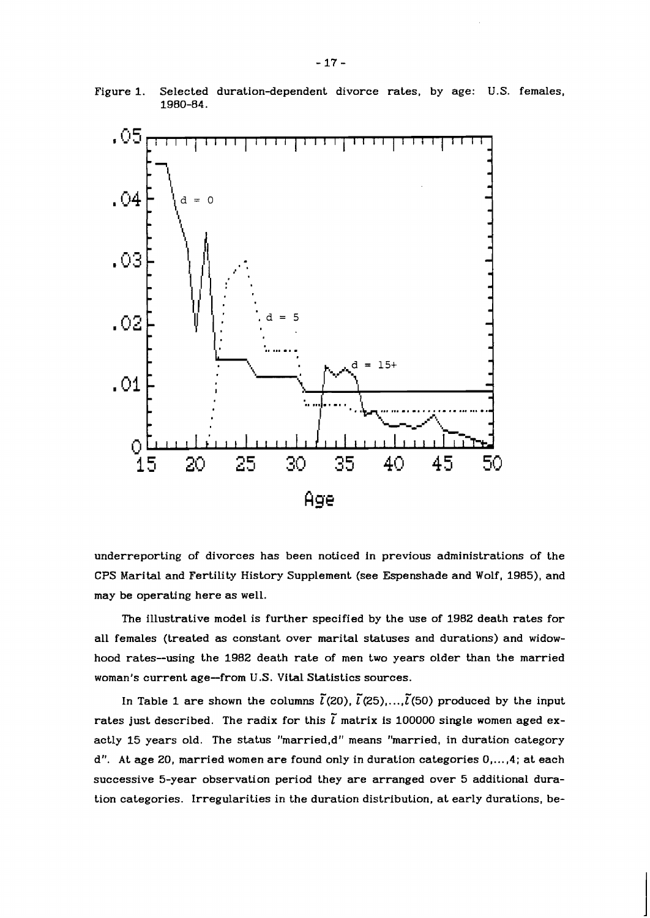Figure 1. Selected duration-dependent divorce rates, by age: U.S. females, 1980-84.

underreporting of divorces has been noticed in previous administrations of the CPS Marital and Fertility History Supplement (see Espenshade and Wolf, 1985), and may be operating here as well.

The illustrative model is further specified by the use of 1982 death rates for all females (treated as constant over marital statuses and durations) and widowhood rates--using the 1982 death rate of men two years older than the married woman's current age--from U.S. Vital Statistics sources.

In Table 1 are shown the columns $\tilde{l}(20), \tilde{l}(25),\ldots,\tilde{l}(50)$ produced by the input rates just described. The radix for this $\tilde{l}$ matrix is 100000 single women aged exactly 15 years old. The status "married,d" means "married, in duration category d". At age 20, married women are found only in duration categories 0,...,4; at each successive 5-year observation period they are arranged over 5 additional duration categories. Irregularities in the duration distribution, at early durations, be-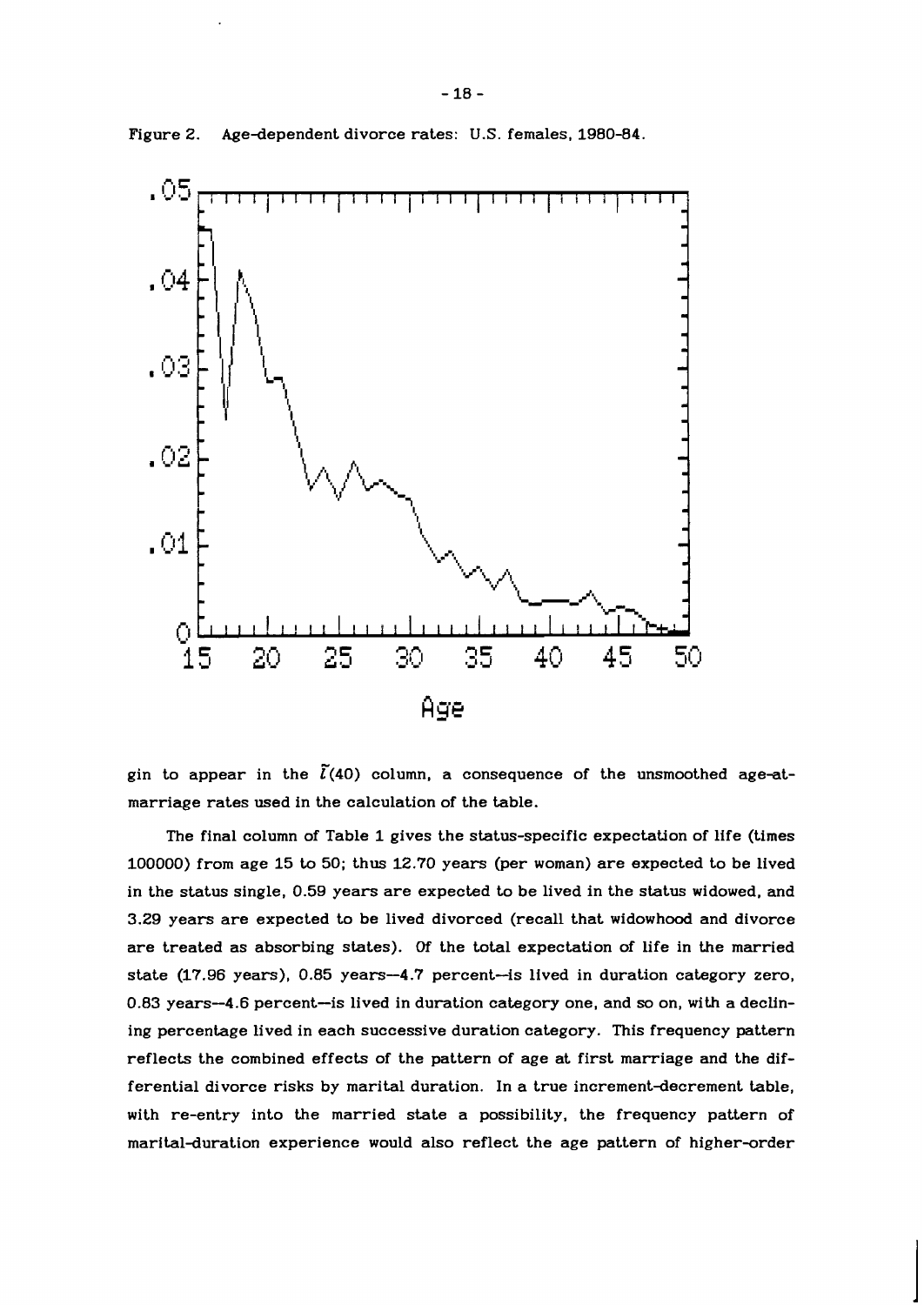Figure 2. Age-dependent divorce rates: U.S. females, 1980-84.

gin to appear in the $\tilde{l}(40)$ column, a consequence of the unsmoothed age-at-marriage rates used in the calculation of the table.

The final column of Table 1 gives the status-specific expectation of life (times 100000) from age 15 to 50; thus 12.70 years (per woman) are expected to be lived in the status single, 0.59 years are expected to be lived in the status widowed, and 3.29 years are expected to be lived divorced (recall that widowhood and divorce are treated as absorbing states). Of the total expectation of life in the married state (17.96 years), 0.85 years—4.7 percent—is lived in duration category zero, 0.83 years—4.6 percent—is lived in duration category one, and so on, with a declining percentage lived in each successive duration category. This frequency pattern reflects the combined effects of the pattern of age at first marriage and the differential divorce risks by marital duration. In a true increment-decrement table, with re-entry into the married state a possibility, the frequency pattern of marital-duration experience would also reflect the age pattern of higher-order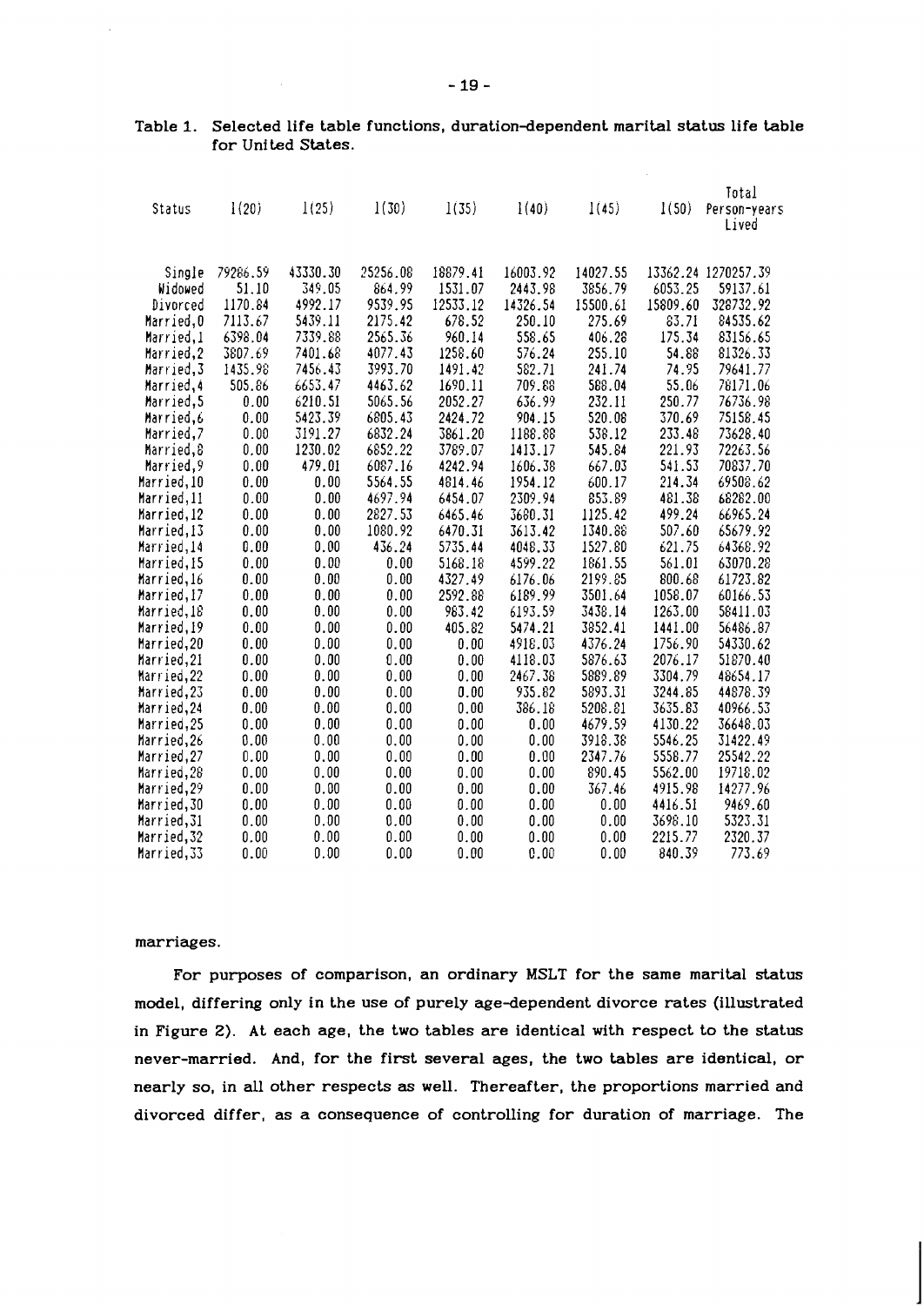Table 1. Selected life table functions, duration-dependent marital status life table for United States.

| Status | l(20) | l(25) | l(30) | l(35) | l(40) | l(45) | l(50) | Total Person-years Lived |
|---|---|---|---|---|---|---|---|---|
| Single | 79286.59 | 43330.30 | 25256.08 | 18879.41 | 16003.92 | 14027.55 | 13362.24 | 1270257.39 |
| Widowed | 51.10 | 349.05 | 864.99 | 1531.07 | 2443.98 | 3856.79 | 6053.25 | 59137.61 |
| Divorced | 1170.84 | 4992.17 | 9539.95 | 12533.12 | 14326.54 | 15500.61 | 15809.60 | 328732.92 |
| Married,0 | 7113.67 | 5439.11 | 2175.42 | 678.52 | 250.10 | 275.69 | 83.71 | 84535.62 |
| Married,1 | 6398.04 | 7339.88 | 2565.36 | 960.14 | 558.65 | 406.28 | 175.34 | 83156.65 |
| Married,2 | 3807.69 | 7401.68 | 4077.43 | 1258.60 | 576.24 | 255.10 | 54.88 | 81326.33 |
| Married,3 | 1435.98 | 7456.43 | 3993.70 | 1491.42 | 582.71 | 241.74 | 74.95 | 79641.77 |
| Married,4 | 505.86 | 6653.47 | 4463.62 | 1690.11 | 709.88 | 588.04 | 55.06 | 78171.06 |
| Married,5 | 0.00 | 6210.51 | 5065.56 | 2052.27 | 636.99 | 232.11 | 250.77 | 76736.98 |
| Married,6 | 0.00 | 5423.39 | 6805.43 | 2424.72 | 904.15 | 520.08 | 370.69 | 75158.45 |
| Married,7 | 0.00 | 3191.27 | 6832.24 | 3861.20 | 1188.88 | 538.12 | 233.48 | 73628.40 |
| Married,8 | 0.00 | 1230.02 | 6852.22 | 3789.07 | 1413.17 | 545.84 | 221.93 | 72263.56 |
| Married,9 | 0.00 | 479.01 | 6087.16 | 4242.94 | 1606.38 | 667.03 | 541.53 | 70837.70 |
| Married,10 | 0.00 | 0.00 | 5564.55 | 4814.46 | 1954.12 | 600.17 | 214.34 | 69508.62 |
| Married,11 | 0.00 | 0.00 | 4697.94 | 6454.07 | 2309.94 | 853.89 | 481.38 | 68282.00 |
| Married,12 | 0.00 | 0.00 | 2827.53 | 6465.46 | 3680.31 | 1125.42 | 499.24 | 66965.24 |
| Married,13 | 0.00 | 0.00 | 1080.92 | 6470.31 | 3613.42 | 1340.88 | 507.60 | 65679.92 |
| Married,14 | 0.00 | 0.00 | 436.24 | 5735.44 | 4048.33 | 1527.80 | 621.75 | 64368.92 |
| Married,15 | 0.00 | 0.00 | 0.00 | 5168.18 | 4599.22 | 1861.55 | 561.01 | 63070.28 |
| Married,16 | 0.00 | 0.00 | 0.00 | 4327.49 | 6176.06 | 2199.85 | 800.68 | 61723.82 |
| Married,17 | 0.00 | 0.00 | 0.00 | 2592.88 | 6189.99 | 3501.64 | 1058.07 | 60166.53 |
| Married,18 | 0.00 | 0.00 | 0.00 | 983.42 | 6193.59 | 3438.14 | 1263.00 | 58411.03 |
| Married,19 | 0.00 | 0.00 | 0.00 | 405.82 | 5474.21 | 3852.41 | 1441.00 | 56486.87 |
| Married,20 | 0.00 | 0.00 | 0.00 | 0.00 | 4918.03 | 4376.24 | 1756.90 | 54330.62 |
| Married,21 | 0.00 | 0.00 | 0.00 | 0.00 | 4118.03 | 5876.63 | 2076.17 | 51870.40 |
| Married,22 | 0.00 | 0.00 | 0.00 | 0.00 | 2467.38 | 5889.89 | 3304.79 | 48654.17 |
| Married,23 | 0.00 | 0.00 | 0.00 | 0.00 | 935.82 | 5893.31 | 3244.85 | 44878.39 |
| Married,24 | 0.00 | 0.00 | 0.00 | 0.00 | 386.18 | 5208.81 | 3635.83 | 40966.53 |
| Married,25 | 0.00 | 0.00 | 0.00 | 0.00 | 0.00 | 4679.59 | 4130.22 | 36648.03 |
| Married,26 | 0.00 | 0.00 | 0.00 | 0.00 | 0.00 | 3918.38 | 5546.25 | 31422.49 |
| Married,27 | 0.00 | 0.00 | 0.00 | 0.00 | 0.00 | 2347.76 | 5558.77 | 25542.22 |
| Married,28 | 0.00 | 0.00 | 0.00 | 0.00 | 0.00 | 890.45 | 5562.00 | 19718.02 |
| Married,29 | 0.00 | 0.00 | 0.00 | 0.00 | 0.00 | 367.46 | 4915.98 | 14277.96 |
| Married,30 | 0.00 | 0.00 | 0.00 | 0.00 | 0.00 | 0.00 | 4416.51 | 9469.60 |
| Married,31 | 0.00 | 0.00 | 0.00 | 0.00 | 0.00 | 0.00 | 3698.10 | 5323.31 |
| Married,32 | 0.00 | 0.00 | 0.00 | 0.00 | 0.00 | 0.00 | 2215.77 | 2320.37 |
| Married,33 | 0.00 | 0.00 | 0.00 | 0.00 | 0.00 | 0.00 | 840.39 | 773.69 |

marriages.

For purposes of comparison, an ordinary MSLT for the same marital status model, differing only in the use of purely age-dependent divorce rates (illustrated in Figure 2). At each age, the two tables are identical with respect to the status never-married. And, for the first several ages, the two tables are identical, or nearly so, in all other respects as well. Thereafter, the proportions married and divorced differ, as a consequence of controlling for duration of marriage. The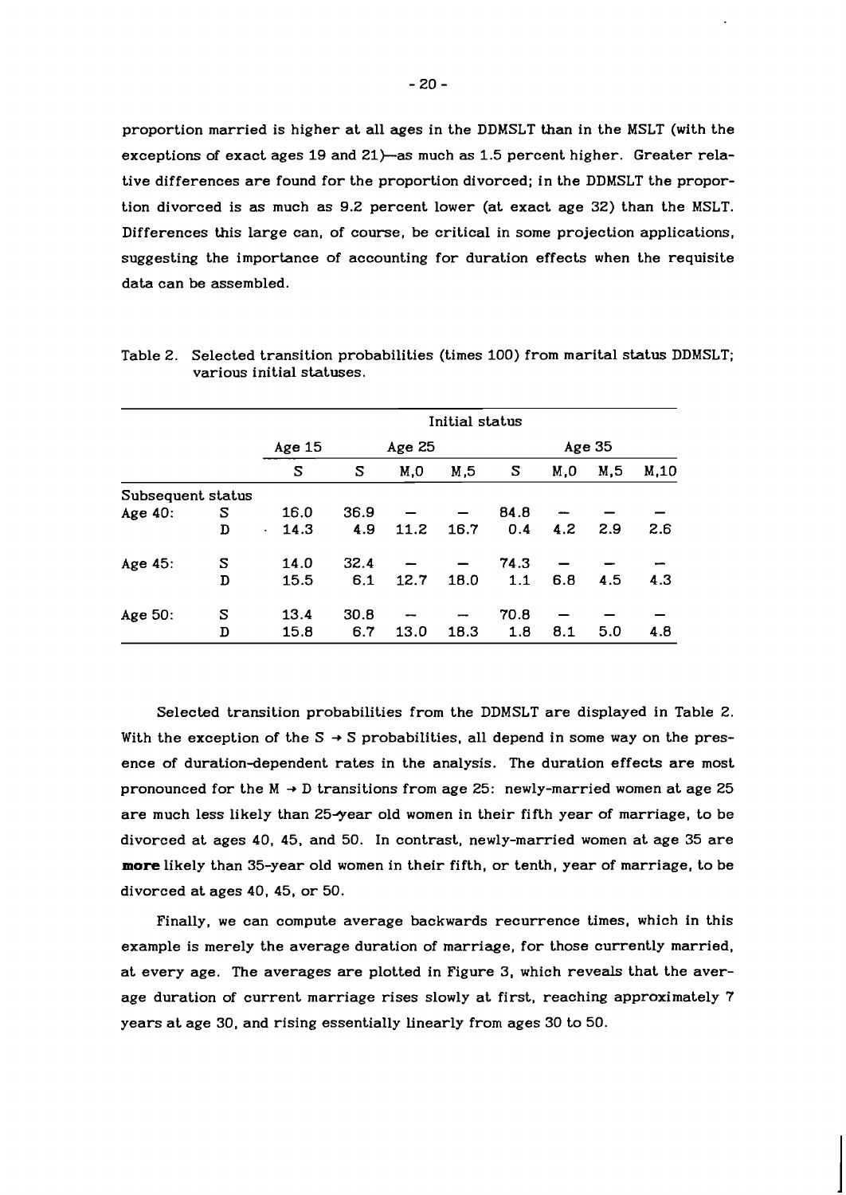proportion married is higher at all ages in the DDMSLT than in the MSLT (with the exceptions of exact ages 19 and 21)—as much as 1.5 percent higher. Greater relative differences are found for the proportion divorced; in the DDMSLT the proportion divorced is as much as 9.2 percent lower (at exact age 32) than the MSLT. Differences this large can, of course, be critical in some projection applications, suggesting the importance of accounting for duration effects when the requisite data can be assembled.

Table 2. Selected transition probabilities (times 100) from marital status DDMSLT; various initial statuses.

| | | Initial status | | | | | | | |
|---|---|---|---|---|---|---|---|---|---|
| | | Age 15 | Age 25 | | | Age 35 | | | |
| | | S | S | M,0 | M,5 | S | M,0 | M,5 | M,10 |
| Subsequent status | | | | | | | | | |
| Age 40: | S | 16.0 | 36.9 | — | — | 84.8 | — | — | — |
| | D | 14.3 | 4.9 | 11.2 | 16.7 | 0.4 | 4.2 | 2.9 | 2.6 |
| Age 45: | S | 14.0 | 32.4 | — | — | 74.3 | — | — | — |
| | D | 15.5 | 6.1 | 12.7 | 18.0 | 1.1 | 6.8 | 4.5 | 4.3 |
| Age 50: | S | 13.4 | 30.8 | — | — | 70.8 | — | — | — |
| | D | 15.8 | 6.7 | 13.0 | 18.3 | 1.8 | 8.1 | 5.0 | 4.8 |

Selected transition probabilities from the DDMSLT are displayed in Table 2. With the exception of the $S \rightarrow S$ probabilities, all depend in some way on the presence of duration-dependent rates in the analysis. The duration effects are most pronounced for the $M \rightarrow D$ transitions from age 25: newly-married women at age 25 are much less likely than 25-year old women in their fifth year of marriage, to be divorced at ages 40, 45, and 50. In contrast, newly-married women at age 35 are **more** likely than 35-year old women in their fifth, or tenth, year of marriage, to be divorced at ages 40, 45, or 50.

Finally, we can compute average backwards recurrence times, which in this example is merely the average duration of marriage, for those currently married, at every age. The averages are plotted in Figure 3, which reveals that the average duration of current marriage rises slowly at first, reaching approximately 7 years at age 30, and rising essentially linearly from ages 30 to 50.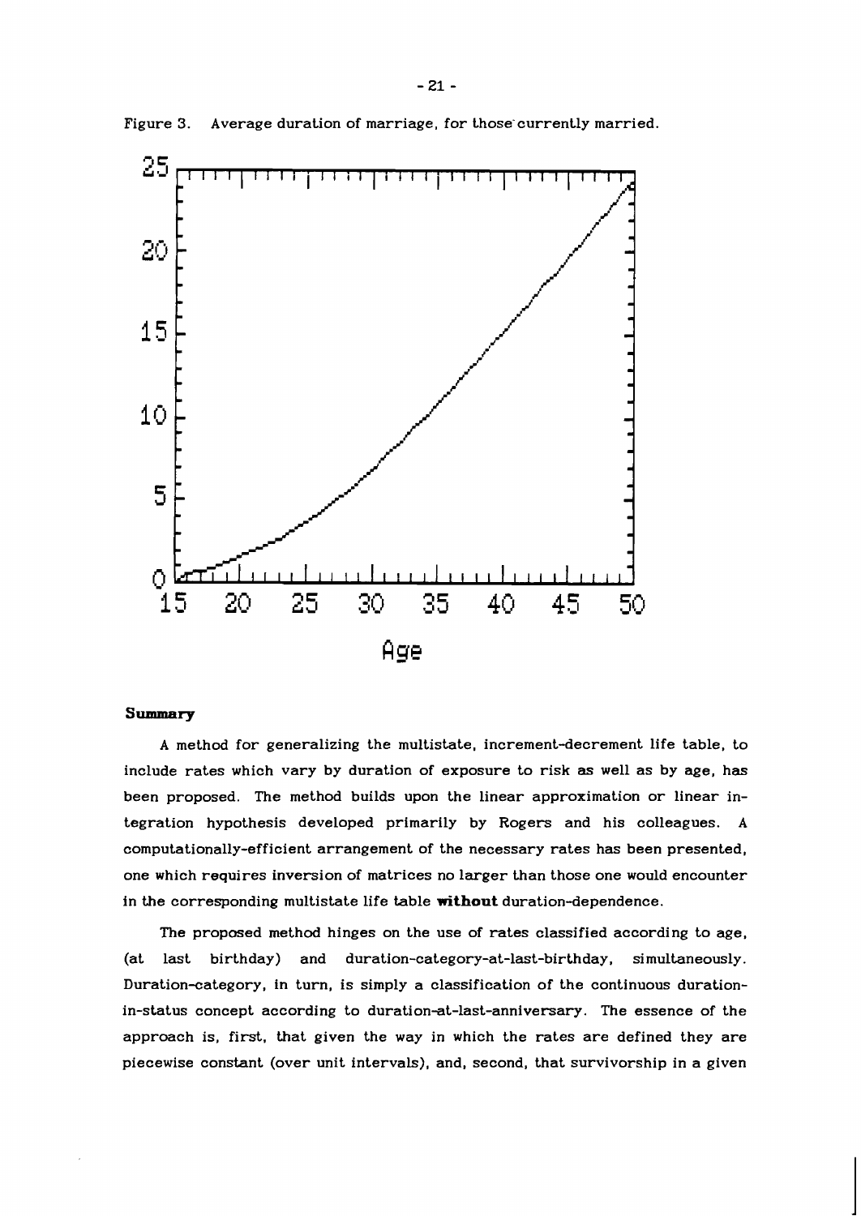Figure 3. Average duration of marriage, for those currently married.

### Summary

A method for generalizing the multistate, increment-decrement life table, to include rates which vary by duration of exposure to risk as well as by age, has been proposed. The method builds upon the linear approximation or linear integration hypothesis developed primarily by Rogers and his colleagues. A computationally-efficient arrangement of the necessary rates has been presented, one which requires inversion of matrices no larger than those one would encounter in the corresponding multistate life table **without** duration-dependence.

The proposed method hinges on the use of rates classified according to age, (at last birthday) and duration-category-at-last-birthday, simultaneously. Duration-category, in turn, is simply a classification of the continuous duration-in-status concept according to duration-at-last-anniversary. The essence of the approach is, first, that given the way in which the rates are defined they are piecewise constant (over unit intervals), and, second, that survivorship in a given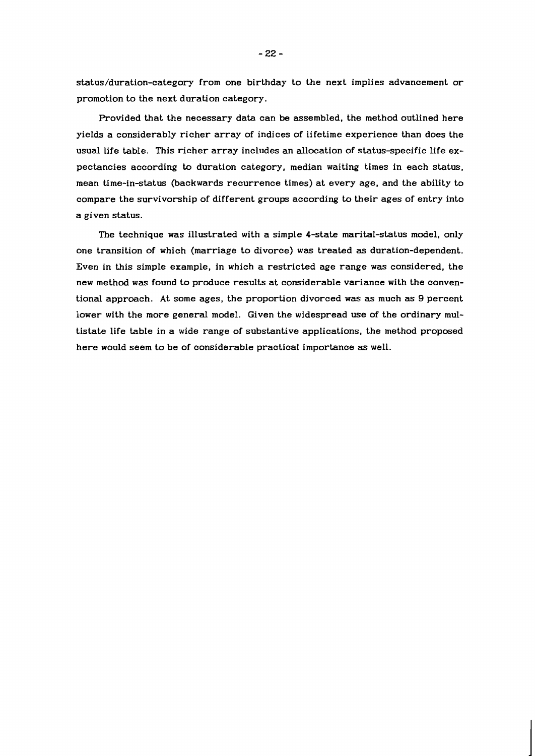status/duration-category from one birthday to the next implies advancement or promotion to the next duration category.

Provided that the necessary data can be assembled, the method outlined here yields a considerably richer array of indices of lifetime experience than does the usual life table. This richer array includes an allocation of status-specific life expectancies according to duration category, median waiting times in each status, mean time-in-status (backwards recurrence times) at every age, and the ability to compare the survivorship of different groups according to their ages of entry into a given status.

The technique was illustrated with a simple 4-state marital-status model, only one transition of which (marriage to divorce) was treated as duration-dependent. Even in this simple example, in which a restricted age range was considered, the new method was found to produce results at considerable variance with the conventional approach. At some ages, the proportion divorced was as much as 9 percent lower with the more general model. Given the widespread use of the ordinary multistate life table in a wide range of substantive applications, the method proposed here would seem to be of considerable practical importance as well.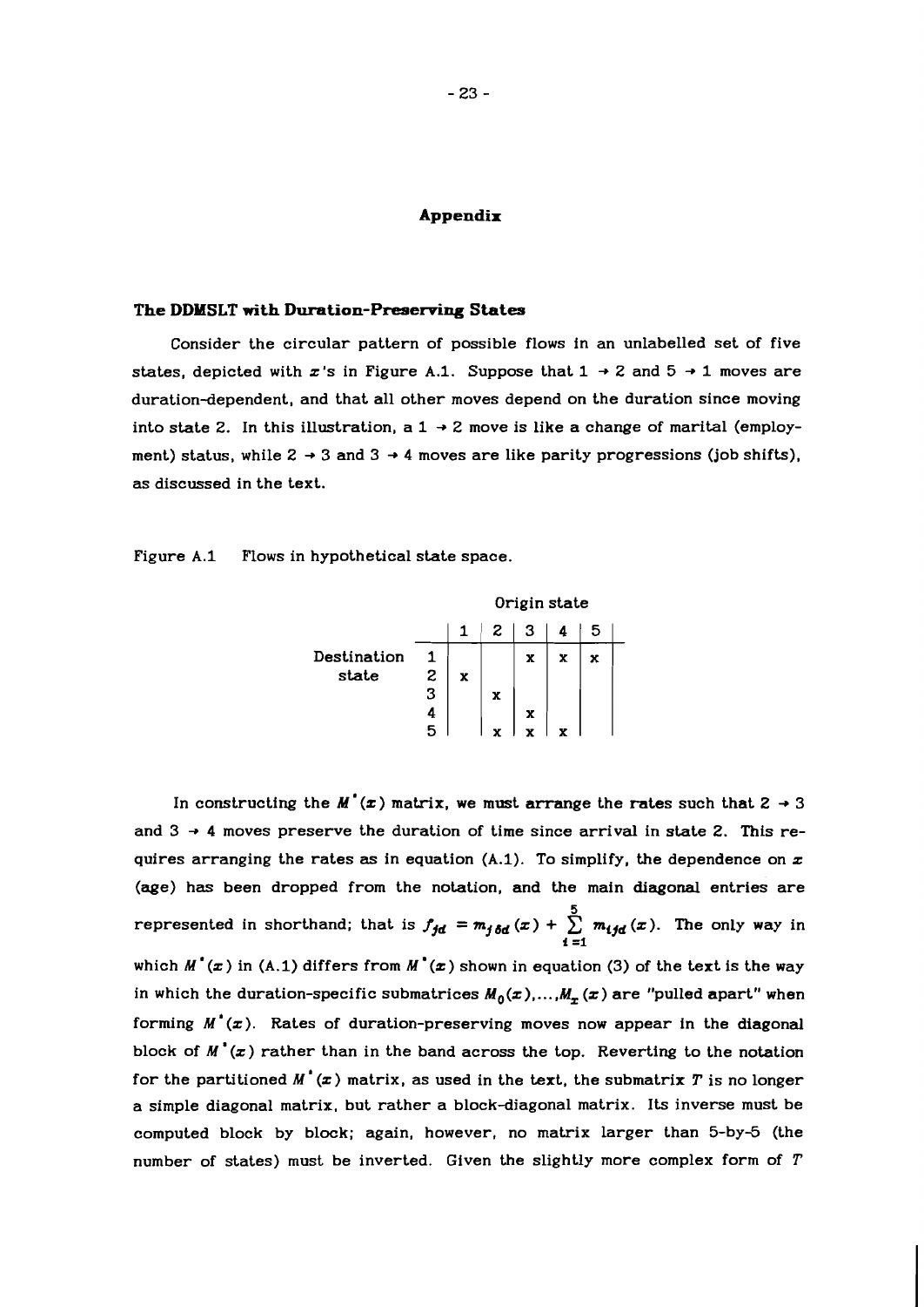# Appendix

## The DDMSLT with Duration-Preserving States

Consider the circular pattern of possible flows in an unlabelled set of five states, depicted with $x$'s in Figure A.1. Suppose that $1 \to 2$ and $5 \to 1$ moves are duration-dependent, and that all other moves depend on the duration since moving into state 2. In this illustration, a $1 \to 2$ move is like a change of marital (employment) status, while $2 \to 3$ and $3 \to 4$ moves are like parity progressions (job shifts), as discussed in the text.

Figure A.1 Flows in hypothetical state space.

| | | Origin state | | | | |
|---|---|---|---|---|---|---|
| | | 1 | 2 | 3 | 4 | 5 |
| Destination state | 1 | | | x | x | x |
| | 2 | x | | | | |
| | 3 | | x | | | |
| | 4 | | | x | | |
| | 5 | | x | x | x | |

In constructing the $M^*(x)$ matrix, we must arrange the rates such that $2 \to 3$ and $3 \to 4$ moves preserve the duration of time since arrival in state 2. This requires arranging the rates as in equation (A.1). To simplify, the dependence on $x$ (age) has been dropped from the notation, and the main diagonal entries are represented in shorthand; that is $f_{jd} = m_{j6d}(x) + \sum_{i=1}^{5} m_{ijd}(x)$. The only way in which $M^*(x)$ in (A.1) differs from $M^*(x)$ shown in equation (3) of the text is the way in which the duration-specific submatrices $M_0(x),\ldots,M_x(x)$ are "pulled apart" when forming $M^*(x)$. Rates of duration-preserving moves now appear in the diagonal block of $M^*(x)$ rather than in the band across the top. Reverting to the notation for the partitioned $M^*(x)$ matrix, as used in the text, the submatrix $T$ is no longer a simple diagonal matrix, but rather a block-diagonal matrix. Its inverse must be computed block by block; again, however, no matrix larger than 5-by-5 (the number of states) must be inverted. Given the slightly more complex form of $T$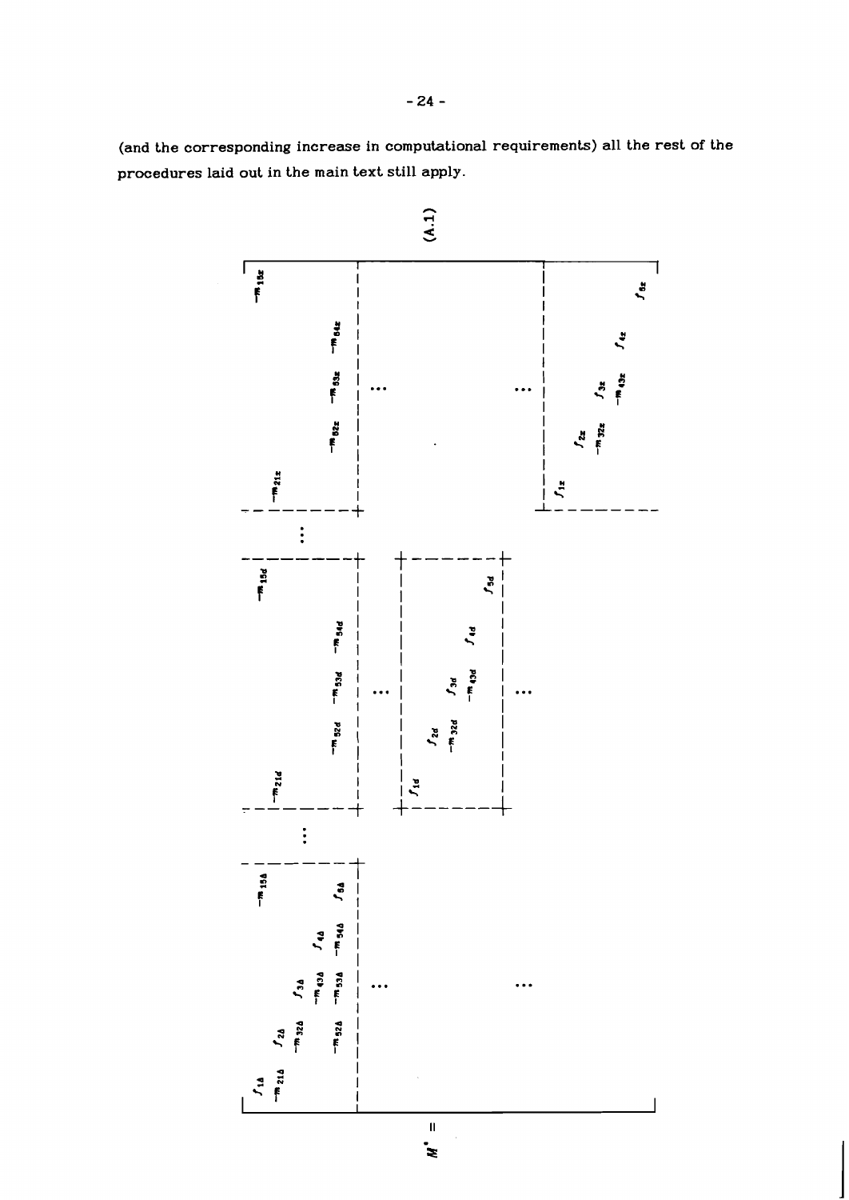(and the corresponding increase in computational requirements) all the rest of the procedures laid out in the main text still apply.

$$
M^* = \left[\begin{array}{ccccc|c|ccccc|c|ccccc}
f_{1\Delta} & & & & -m_{15\Delta} & \cdots & & & & & -m_{15d} & \cdots & & & & & -m_{15x} \\
-m_{21\Delta} & f_{2\Delta} & & & & & -m_{21d} & & & & & & -m_{21x} & & & & \\
& -m_{32\Delta} & f_{3\Delta} & & & & & & & & & & & & & & \\
& & -m_{43\Delta} & f_{4\Delta} & & & & & & & & & & & & & \\
& -m_{52\Delta} & -m_{53\Delta} & -m_{54\Delta} & f_{5\Delta} & & & -m_{52d} & -m_{53d} & -m_{54d} & & & & -m_{52x} & -m_{53x} & -m_{54x} & \\
\hline
& & \vdots & & & & & & \vdots & & & & & & \vdots & & \\
\hline
& & & & & & f_{1d} & & & & & & & & & & \\
& & & & & & & f_{2d} & & & & & & & & & \\
& & & & & & & -m_{32d} & f_{3d} & & & & & & & & \\
& & & & & & & & -m_{43d} & f_{4d} & & & & & & & \\
& & & & & & & & & & f_{5d} & & & & & & \\
\hline
& & \vdots & & & & & & \vdots & & & & & & \vdots & & \\
\hline
& & & & & & & & & & & & f_{1x} & & & & \\
& & & & & & & & & & & & & f_{2x} & & & \\
& & & & & & & & & & & & & -m_{32x} & f_{3x} & & \\
& & & & & & & & & & & & & & -m_{43x} & f_{4x} & \\
& & & & & & & & & & & & & & & & f_{5x}
\end{array}\right] \qquad \text{(A.1)}
$$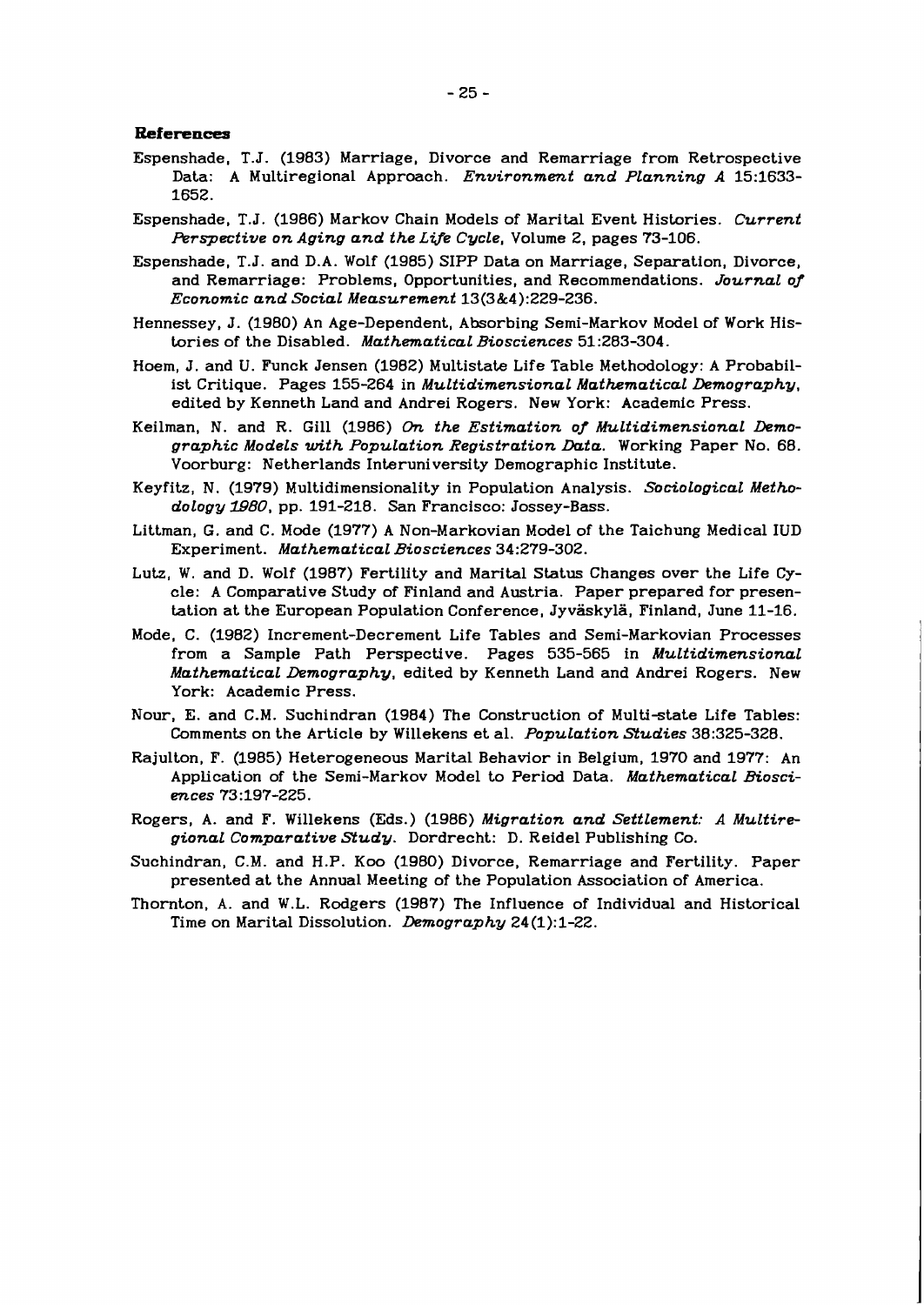## References

Espenshade, T.J. (1983) Marriage, Divorce and Remarriage from Retrospective Data: A Multiregional Approach. *Environment and Planning A* 15:1633-1652.

Espenshade, T.J. (1986) Markov Chain Models of Marital Event Histories. *Current Perspective on Aging and the Life Cycle*, Volume 2, pages 73-106.

Espenshade, T.J. and D.A. Wolf (1985) SIPP Data on Marriage, Separation, Divorce, and Remarriage: Problems, Opportunities, and Recommendations. *Journal of Economic and Social Measurement* 13(3&4):229-236.

Hennessey, J. (1980) An Age-Dependent, Absorbing Semi-Markov Model of Work Histories of the Disabled. *Mathematical Biosciences* 51:283-304.

Hoem, J. and U. Funck Jensen (1982) Multistate Life Table Methodology: A Probabilist Critique. Pages 155-264 in *Multidimensional Mathematical Demography*, edited by Kenneth Land and Andrei Rogers. New York: Academic Press.

Keilman, N. and R. Gill (1986) *On the Estimation of Multidimensional Demographic Models with Population Registration Data.* Working Paper No. 68. Voorburg: Netherlands Interuniversity Demographic Institute.

Keyfitz, N. (1979) Multidimensionality in Population Analysis. *Sociological Methodology 1980*, pp. 191-218. San Francisco: Jossey-Bass.

Littman, G. and C. Mode (1977) A Non-Markovian Model of the Taichung Medical IUD Experiment. *Mathematical Biosciences* 34:279-302.

Lutz, W. and D. Wolf (1987) Fertility and Marital Status Changes over the Life Cycle: A Comparative Study of Finland and Austria. Paper prepared for presentation at the European Population Conference, Jyväskylä, Finland, June 11-16.

Mode, C. (1982) Increment-Decrement Life Tables and Semi-Markovian Processes from a Sample Path Perspective. Pages 535-565 in *Multidimensional Mathematical Demography*, edited by Kenneth Land and Andrei Rogers. New York: Academic Press.

Nour, E. and C.M. Suchindran (1984) The Construction of Multi-state Life Tables: Comments on the Article by Willekens et al. *Population Studies* 38:325-328.

Rajulton, F. (1985) Heterogeneous Marital Behavior in Belgium, 1970 and 1977: An Application of the Semi-Markov Model to Period Data. *Mathematical Biosciences* 73:197-225.

Rogers, A. and F. Willekens (Eds.) (1986) *Migration and Settlement: A Multiregional Comparative Study*. Dordrecht: D. Reidel Publishing Co.

Suchindran, C.M. and H.P. Koo (1980) Divorce, Remarriage and Fertility. Paper presented at the Annual Meeting of the Population Association of America.

Thornton, A. and W.L. Rodgers (1987) The Influence of Individual and Historical Time on Marital Dissolution. *Demography* 24(1):1-22.